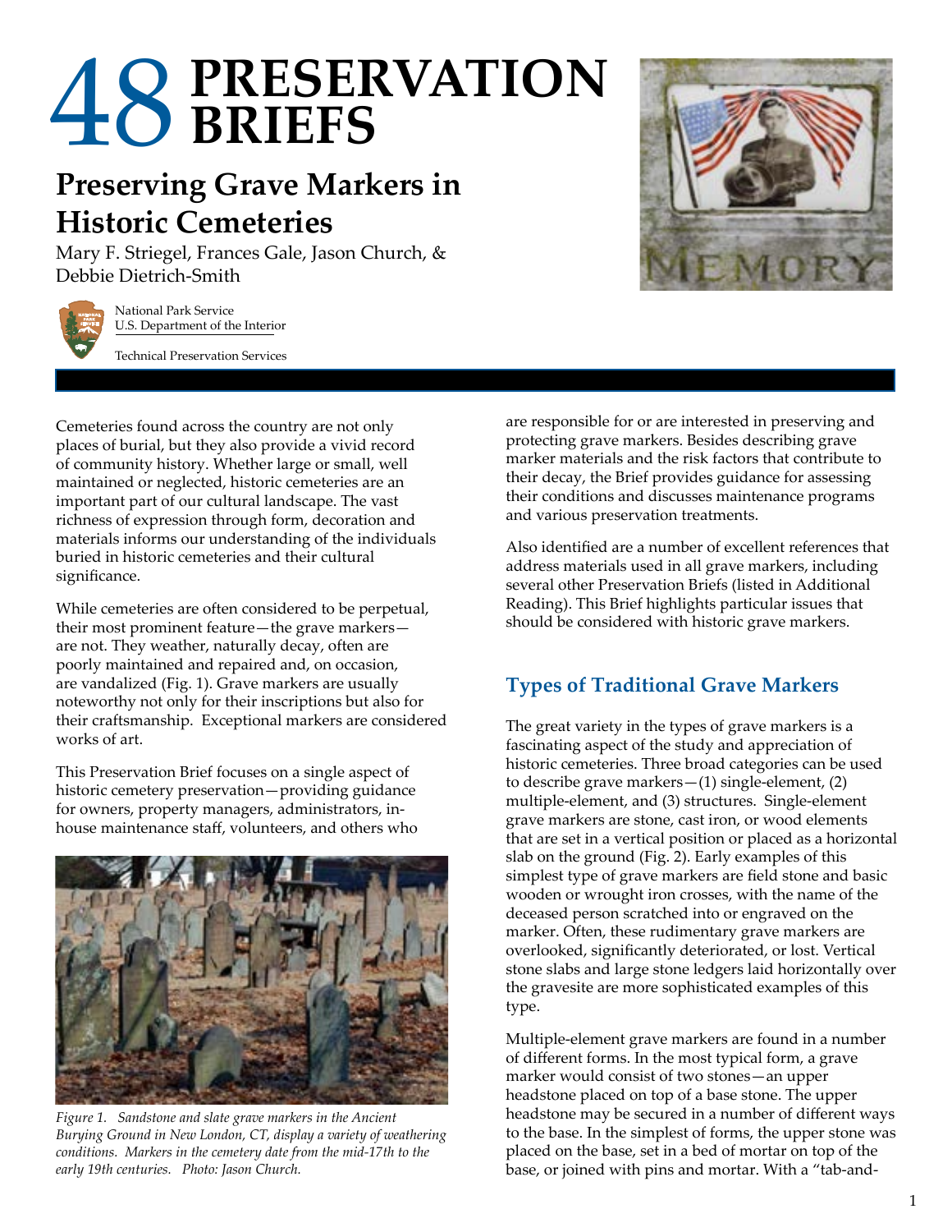# 48 PRESERVATION BRIEFS

## Preserving Grave Markers in Historic Cemeteries

Mary F. Striegel, Frances Gale, Jason Church, & Debbie Dietrich-Smith

National Park Service
U.S. Department of the Interior

Technical Preservation Services

Cemeteries found across the country are not only places of burial, but they also provide a vivid record of community history. Whether large or small, well maintained or neglected, historic cemeteries are an important part of our cultural landscape. The vast richness of expression through form, decoration and materials informs our understanding of the individuals buried in historic cemeteries and their cultural significance.

While cemeteries are often considered to be perpetual, their most prominent feature—the grave markers—are not. They weather, naturally decay, often are poorly maintained and repaired and, on occasion, are vandalized (Fig. 1). Grave markers are usually noteworthy not only for their inscriptions but also for their craftsmanship. Exceptional markers are considered works of art.

This Preservation Brief focuses on a single aspect of historic cemetery preservation—providing guidance for owners, property managers, administrators, in-house maintenance staff, volunteers, and others who are responsible for or are interested in preserving and protecting grave markers. Besides describing grave marker materials and the risk factors that contribute to their decay, the Brief provides guidance for assessing their conditions and discusses maintenance programs and various preservation treatments.

*Figure 1. Sandstone and slate grave markers in the Ancient Burying Ground in New London, CT, display a variety of weathering conditions. Markers in the cemetery date from the mid-17th to the early 19th centuries. Photo: Jason Church.*

Also identified are a number of excellent references that address materials used in all grave markers, including several other Preservation Briefs (listed in Additional Reading). This Brief highlights particular issues that should be considered with historic grave markers.

## Types of Traditional Grave Markers

The great variety in the types of grave markers is a fascinating aspect of the study and appreciation of historic cemeteries. Three broad categories can be used to describe grave markers—(1) single-element, (2) multiple-element, and (3) structures. Single-element grave markers are stone, cast iron, or wood elements that are set in a vertical position or placed as a horizontal slab on the ground (Fig. 2). Early examples of this simplest type of grave markers are field stone and basic wooden or wrought iron crosses, with the name of the deceased person scratched into or engraved on the marker. Often, these rudimentary grave markers are overlooked, significantly deteriorated, or lost. Vertical stone slabs and large stone ledgers laid horizontally over the gravesite are more sophisticated examples of this type.

Multiple-element grave markers are found in a number of different forms. In the most typical form, a grave marker would consist of two stones—an upper headstone placed on top of a base stone. The upper headstone may be secured in a number of different ways to the base. In the simplest of forms, the upper stone was placed on the base, set in a bed of mortar on top of the base, or joined with pins and mortar. With a "tab-and-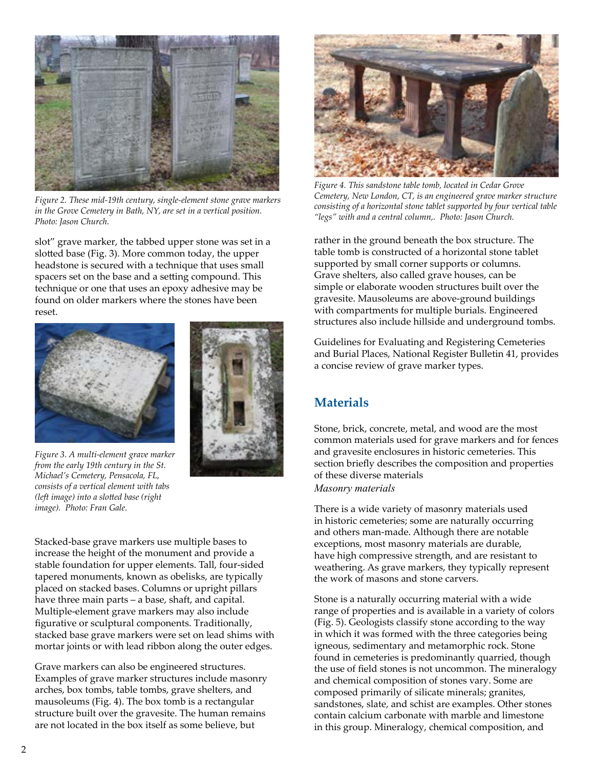Figure 2. These mid-19th century, single-element stone grave markers in the Grove Cemetery in Bath, NY, are set in a vertical position. Photo: Jason Church.

slot" grave marker, the tabbed upper stone was set in a slotted base (Fig. 3). More common today, the upper headstone is secured with a technique that uses small spacers set on the base and a setting compound. This technique or one that uses an epoxy adhesive may be found on older markers where the stones have been reset.

Figure 3. A multi-element grave marker from the early 19th century in the St. Michael's Cemetery, Pensacola, FL, consists of a vertical element with tabs (left image) into a slotted base (right image). Photo: Fran Gale.

Stacked-base grave markers use multiple bases to increase the height of the monument and provide a stable foundation for upper elements. Tall, four-sided tapered monuments, known as obelisks, are typically placed on stacked bases. Columns or upright pillars have three main parts – a base, shaft, and capital. Multiple-element grave markers may also include figurative or sculptural components. Traditionally, stacked base grave markers were set on lead shims with mortar joints or with lead ribbon along the outer edges.

Grave markers can also be engineered structures. Examples of grave marker structures include masonry arches, box tombs, table tombs, grave shelters, and mausoleums (Fig. 4). The box tomb is a rectangular structure built over the gravesite. The human remains are not located in the box itself as some believe, but rather in the ground beneath the box structure. The table tomb is constructed of a horizontal stone tablet supported by small corner supports or columns. Grave shelters, also called grave houses, can be simple or elaborate wooden structures built over the gravesite. Mausoleums are above-ground buildings with compartments for multiple burials. Engineered structures also include hillside and underground tombs.

Figure 4. This sandstone table tomb, located in Cedar Grove Cemetery, New London, CT, is an engineered grave marker structure consisting of a horizontal stone tablet supported by four vertical table "legs" with and a central column,. Photo: Jason Church.

Guidelines for Evaluating and Registering Cemeteries and Burial Places, National Register Bulletin 41, provides a concise review of grave marker types.

## Materials

Stone, brick, concrete, metal, and wood are the most common materials used for grave markers and for fences and gravesite enclosures in historic cemeteries. This section briefly describes the composition and properties of these diverse materials

*Masonry materials*

There is a wide variety of masonry materials used in historic cemeteries; some are naturally occurring and others man-made. Although there are notable exceptions, most masonry materials are durable, have high compressive strength, and are resistant to weathering. As grave markers, they typically represent the work of masons and stone carvers.

Stone is a naturally occurring material with a wide range of properties and is available in a variety of colors (Fig. 5). Geologists classify stone according to the way in which it was formed with the three categories being igneous, sedimentary and metamorphic rock. Stone found in cemeteries is predominantly quarried, though the use of field stones is not uncommon. The mineralogy and chemical composition of stones vary. Some are composed primarily of silicate minerals; granites, sandstones, slate, and schist are examples. Other stones contain calcium carbonate with marble and limestone in this group. Mineralogy, chemical composition, and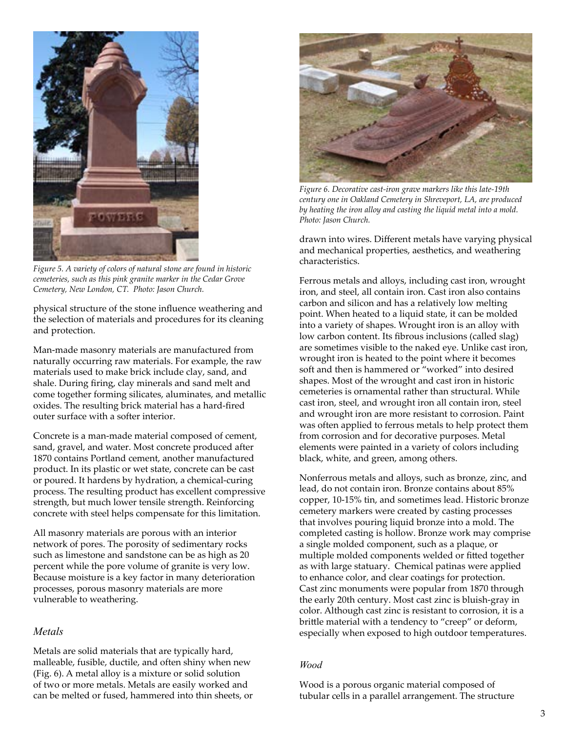*Figure 5. A variety of colors of natural stone are found in historic cemeteries, such as this pink granite marker in the Cedar Grove Cemetery, New London, CT. Photo: Jason Church.*

physical structure of the stone influence weathering and the selection of materials and procedures for its cleaning and protection.

Man-made masonry materials are manufactured from naturally occurring raw materials. For example, the raw materials used to make brick include clay, sand, and shale. During firing, clay minerals and sand melt and come together forming silicates, aluminates, and metallic oxides. The resulting brick material has a hard-fired outer surface with a softer interior.

Concrete is a man-made material composed of cement, sand, gravel, and water. Most concrete produced after 1870 contains Portland cement, another manufactured product. In its plastic or wet state, concrete can be cast or poured. It hardens by hydration, a chemical-curing process. The resulting product has excellent compressive strength, but much lower tensile strength. Reinforcing concrete with steel helps compensate for this limitation.

All masonry materials are porous with an interior network of pores. The porosity of sedimentary rocks such as limestone and sandstone can be as high as 20 percent while the pore volume of granite is very low. Because moisture is a key factor in many deterioration processes, porous masonry materials are more vulnerable to weathering.

### *Metals*

Metals are solid materials that are typically hard, malleable, fusible, ductile, and often shiny when new (Fig. 6). A metal alloy is a mixture or solid solution of two or more metals. Metals are easily worked and can be melted or fused, hammered into thin sheets, or drawn into wires. Different metals have varying physical and mechanical properties, aesthetics, and weathering characteristics.

*Figure 6. Decorative cast-iron grave markers like this late-19th century one in Oakland Cemetery in Shreveport, LA, are produced by heating the iron alloy and casting the liquid metal into a mold. Photo: Jason Church.*

Ferrous metals and alloys, including cast iron, wrought iron, and steel, all contain iron. Cast iron also contains carbon and silicon and has a relatively low melting point. When heated to a liquid state, it can be molded into a variety of shapes. Wrought iron is an alloy with low carbon content. Its fibrous inclusions (called slag) are sometimes visible to the naked eye. Unlike cast iron, wrought iron is heated to the point where it becomes soft and then is hammered or "worked" into desired shapes. Most of the wrought and cast iron in historic cemeteries is ornamental rather than structural. While cast iron, steel, and wrought iron all contain iron, steel and wrought iron are more resistant to corrosion. Paint was often applied to ferrous metals to help protect them from corrosion and for decorative purposes. Metal elements were painted in a variety of colors including black, white, and green, among others.

Nonferrous metals and alloys, such as bronze, zinc, and lead, do not contain iron. Bronze contains about 85% copper, 10-15% tin, and sometimes lead. Historic bronze cemetery markers were created by casting processes that involves pouring liquid bronze into a mold. The completed casting is hollow. Bronze work may comprise a single molded component, such as a plaque, or multiple molded components welded or fitted together as with large statuary. Chemical patinas were applied to enhance color, and clear coatings for protection. Cast zinc monuments were popular from 1870 through the early 20th century. Most cast zinc is bluish-gray in color. Although cast zinc is resistant to corrosion, it is a brittle material with a tendency to "creep" or deform, especially when exposed to high outdoor temperatures.

### *Wood*

Wood is a porous organic material composed of tubular cells in a parallel arrangement. The structure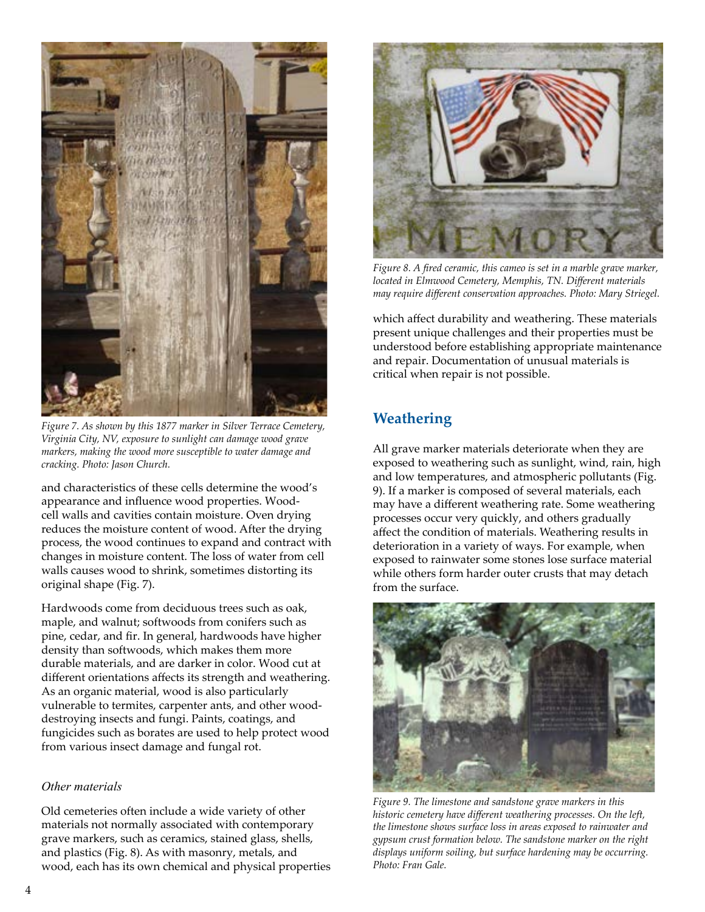Figure 7. As shown by this 1877 marker in Silver Terrace Cemetery, Virginia City, NV, exposure to sunlight can damage wood grave markers, making the wood more susceptible to water damage and cracking. Photo: Jason Church.

and characteristics of these cells determine the wood's appearance and influence wood properties. Wood-cell walls and cavities contain moisture. Oven drying reduces the moisture content of wood. After the drying process, the wood continues to expand and contract with changes in moisture content. The loss of water from cell walls causes wood to shrink, sometimes distorting its original shape (Fig. 7).

Hardwoods come from deciduous trees such as oak, maple, and walnut; softwoods from conifers such as pine, cedar, and fir. In general, hardwoods have higher density than softwoods, which makes them more durable materials, and are darker in color. Wood cut at different orientations affects its strength and weathering. As an organic material, wood is also particularly vulnerable to termites, carpenter ants, and other wood-destroying insects and fungi. Paints, coatings, and fungicides such as borates are used to help protect wood from various insect damage and fungal rot.

*Other materials*

Old cemeteries often include a wide variety of other materials not normally associated with contemporary grave markers, such as ceramics, stained glass, shells, and plastics (Fig. 8). As with masonry, metals, and wood, each has its own chemical and physical properties which affect durability and weathering. These materials present unique challenges and their properties must be understood before establishing appropriate maintenance and repair. Documentation of unusual materials is critical when repair is not possible.

Figure 8. A fired ceramic, this cameo is set in a marble grave marker, located in Elmwood Cemetery, Memphis, TN. Different materials may require different conservation approaches. Photo: Mary Striegel.

## Weathering

All grave marker materials deteriorate when they are exposed to weathering such as sunlight, wind, rain, high and low temperatures, and atmospheric pollutants (Fig. 9). If a marker is composed of several materials, each may have a different weathering rate. Some weathering processes occur very quickly, and others gradually affect the condition of materials. Weathering results in deterioration in a variety of ways. For example, when exposed to rainwater some stones lose surface material while others form harder outer crusts that may detach from the surface.

Figure 9. The limestone and sandstone grave markers in this historic cemetery have different weathering processes. On the left, the limestone shows surface loss in areas exposed to rainwater and gypsum crust formation below. The sandstone marker on the right displays uniform soiling, but surface hardening may be occurring. Photo: Fran Gale.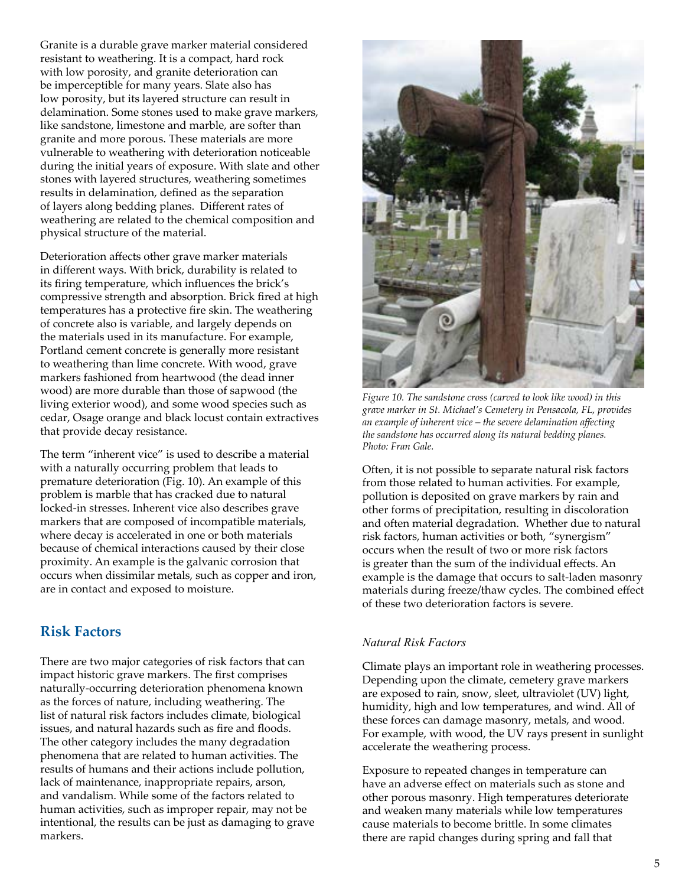Granite is a durable grave marker material considered resistant to weathering. It is a compact, hard rock with low porosity, and granite deterioration can be imperceptible for many years. Slate also has low porosity, but its layered structure can result in delamination. Some stones used to make grave markers, like sandstone, limestone and marble, are softer than granite and more porous. These materials are more vulnerable to weathering with deterioration noticeable during the initial years of exposure. With slate and other stones with layered structures, weathering sometimes results in delamination, defined as the separation of layers along bedding planes. Different rates of weathering are related to the chemical composition and physical structure of the material.

Deterioration affects other grave marker materials in different ways. With brick, durability is related to its firing temperature, which influences the brick's compressive strength and absorption. Brick fired at high temperatures has a protective fire skin. The weathering of concrete also is variable, and largely depends on the materials used in its manufacture. For example, Portland cement concrete is generally more resistant to weathering than lime concrete. With wood, grave markers fashioned from heartwood (the dead inner wood) are more durable than those of sapwood (the living exterior wood), and some wood species such as cedar, Osage orange and black locust contain extractives that provide decay resistance.

The term "inherent vice" is used to describe a material with a naturally occurring problem that leads to premature deterioration (Fig. 10). An example of this problem is marble that has cracked due to natural locked-in stresses. Inherent vice also describes grave markers that are composed of incompatible materials, where decay is accelerated in one or both materials because of chemical interactions caused by their close proximity. An example is the galvanic corrosion that occurs when dissimilar metals, such as copper and iron, are in contact and exposed to moisture.

*Figure 10. The sandstone cross (carved to look like wood) in this grave marker in St. Michael's Cemetery in Pensacola, FL, provides an example of inherent vice – the severe delamination affecting the sandstone has occurred along its natural bedding planes. Photo: Fran Gale.*

## Risk Factors

There are two major categories of risk factors that can impact historic grave markers. The first comprises naturally-occurring deterioration phenomena known as the forces of nature, including weathering. The list of natural risk factors includes climate, biological issues, and natural hazards such as fire and floods. The other category includes the many degradation phenomena that are related to human activities. The results of humans and their actions include pollution, lack of maintenance, inappropriate repairs, arson, and vandalism. While some of the factors related to human activities, such as improper repair, may not be intentional, the results can be just as damaging to grave markers.

Often, it is not possible to separate natural risk factors from those related to human activities. For example, pollution is deposited on grave markers by rain and other forms of precipitation, resulting in discoloration and often material degradation. Whether due to natural risk factors, human activities or both, "synergism" occurs when the result of two or more risk factors is greater than the sum of the individual effects. An example is the damage that occurs to salt-laden masonry materials during freeze/thaw cycles. The combined effect of these two deterioration factors is severe.

### *Natural Risk Factors*

Climate plays an important role in weathering processes. Depending upon the climate, cemetery grave markers are exposed to rain, snow, sleet, ultraviolet (UV) light, humidity, high and low temperatures, and wind. All of these forces can damage masonry, metals, and wood. For example, with wood, the UV rays present in sunlight accelerate the weathering process.

Exposure to repeated changes in temperature can have an adverse effect on materials such as stone and other porous masonry. High temperatures deteriorate and weaken many materials while low temperatures cause materials to become brittle. In some climates there are rapid changes during spring and fall that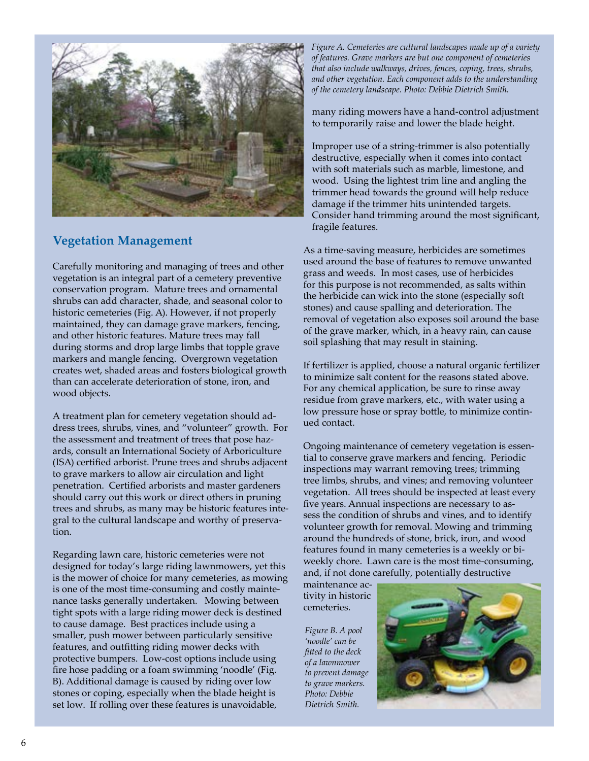*Figure A. Cemeteries are cultural landscapes made up of a variety of features. Grave markers are but one component of cemeteries that also include walkways, drives, fences, coping, trees, shrubs, and other vegetation. Each component adds to the understanding of the cemetery landscape. Photo: Debbie Dietrich Smith.*

## Vegetation Management

Carefully monitoring and managing of trees and other vegetation is an integral part of a cemetery preventive conservation program. Mature trees and ornamental shrubs can add character, shade, and seasonal color to historic cemeteries (Fig. A). However, if not properly maintained, they can damage grave markers, fencing, and other historic features. Mature trees may fall during storms and drop large limbs that topple grave markers and mangle fencing. Overgrown vegetation creates wet, shaded areas and fosters biological growth than can accelerate deterioration of stone, iron, and wood objects.

A treatment plan for cemetery vegetation should address trees, shrubs, vines, and "volunteer" growth. For the assessment and treatment of trees that pose hazards, consult an International Society of Arboriculture (ISA) certified arborist. Prune trees and shrubs adjacent to grave markers to allow air circulation and light penetration. Certified arborists and master gardeners should carry out this work or direct others in pruning trees and shrubs, as many may be historic features integral to the cultural landscape and worthy of preservation.

Regarding lawn care, historic cemeteries were not designed for today's large riding lawnmowers, yet this is the mower of choice for many cemeteries, as mowing is one of the most time-consuming and costly maintenance tasks generally undertaken. Mowing between tight spots with a large riding mower deck is destined to cause damage. Best practices include using a smaller, push mower between particularly sensitive features, and outfitting riding mower decks with protective bumpers. Low-cost options include using fire hose padding or a foam swimming 'noodle' (Fig. B). Additional damage is caused by riding over low stones or coping, especially when the blade height is set low. If rolling over these features is unavoidable, many riding mowers have a hand-control adjustment to temporarily raise and lower the blade height.

Improper use of a string-trimmer is also potentially destructive, especially when it comes into contact with soft materials such as marble, limestone, and wood. Using the lightest trim line and angling the trimmer head towards the ground will help reduce damage if the trimmer hits unintended targets. Consider hand trimming around the most significant, fragile features.

As a time-saving measure, herbicides are sometimes used around the base of features to remove unwanted grass and weeds. In most cases, use of herbicides for this purpose is not recommended, as salts within the herbicide can wick into the stone (especially soft stones) and cause spalling and deterioration. The removal of vegetation also exposes soil around the base of the grave marker, which, in a heavy rain, can cause soil splashing that may result in staining.

If fertilizer is applied, choose a natural organic fertilizer to minimize salt content for the reasons stated above. For any chemical application, be sure to rinse away residue from grave markers, etc., with water using a low pressure hose or spray bottle, to minimize continued contact.

Ongoing maintenance of cemetery vegetation is essential to conserve grave markers and fencing. Periodic inspections may warrant removing trees; trimming tree limbs, shrubs, and vines; and removing volunteer vegetation. All trees should be inspected at least every five years. Annual inspections are necessary to assess the condition of shrubs and vines, and to identify volunteer growth for removal. Mowing and trimming around the hundreds of stone, brick, iron, and wood features found in many cemeteries is a weekly or biweekly chore. Lawn care is the most time-consuming, and, if not done carefully, potentially destructive maintenance activity in historic cemeteries.

*Figure B. A pool 'noodle' can be fitted to the deck of a lawnmower to prevent damage to grave markers. Photo: Debbie Dietrich Smith.*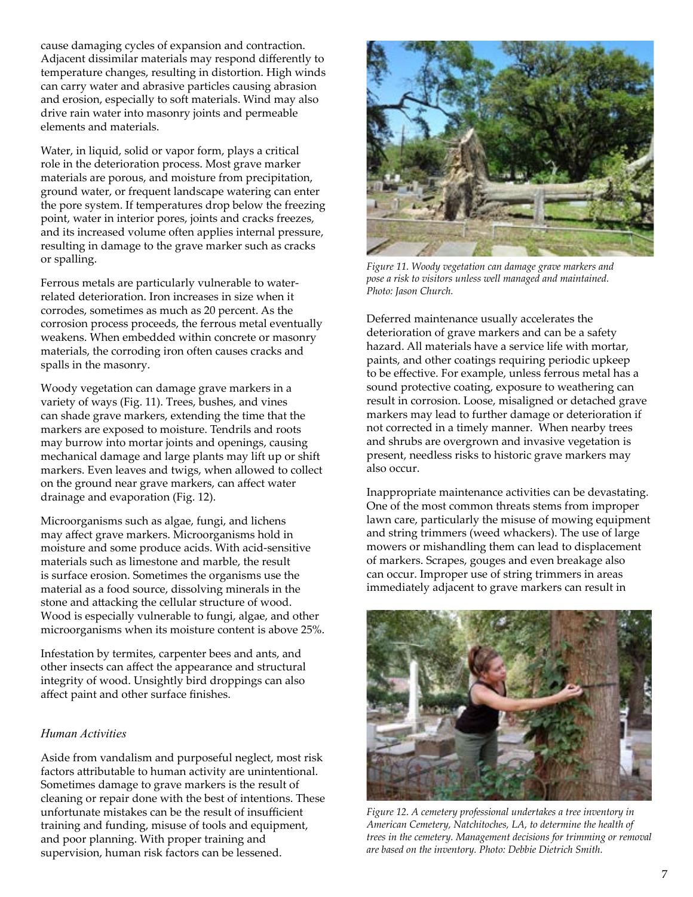cause damaging cycles of expansion and contraction. Adjacent dissimilar materials may respond differently to temperature changes, resulting in distortion. High winds can carry water and abrasive particles causing abrasion and erosion, especially to soft materials. Wind may also drive rain water into masonry joints and permeable elements and materials.

Water, in liquid, solid or vapor form, plays a critical role in the deterioration process. Most grave marker materials are porous, and moisture from precipitation, ground water, or frequent landscape watering can enter the pore system. If temperatures drop below the freezing point, water in interior pores, joints and cracks freezes, and its increased volume often applies internal pressure, resulting in damage to the grave marker such as cracks or spalling.

Ferrous metals are particularly vulnerable to water-related deterioration. Iron increases in size when it corrodes, sometimes as much as 20 percent. As the corrosion process proceeds, the ferrous metal eventually weakens. When embedded within concrete or masonry materials, the corroding iron often causes cracks and spalls in the masonry.

Woody vegetation can damage grave markers in a variety of ways (Fig. 11). Trees, bushes, and vines can shade grave markers, extending the time that the markers are exposed to moisture. Tendrils and roots may burrow into mortar joints and openings, causing mechanical damage and large plants may lift up or shift markers. Even leaves and twigs, when allowed to collect on the ground near grave markers, can affect water drainage and evaporation (Fig. 12).

Microorganisms such as algae, fungi, and lichens may affect grave markers. Microorganisms hold in moisture and some produce acids. With acid-sensitive materials such as limestone and marble, the result is surface erosion. Sometimes the organisms use the material as a food source, dissolving minerals in the stone and attacking the cellular structure of wood. Wood is especially vulnerable to fungi, algae, and other microorganisms when its moisture content is above 25%.

Infestation by termites, carpenter bees and ants, and other insects can affect the appearance and structural integrity of wood. Unsightly bird droppings can also affect paint and other surface finishes.

### *Human Activities*

Aside from vandalism and purposeful neglect, most risk factors attributable to human activity are unintentional. Sometimes damage to grave markers is the result of cleaning or repair done with the best of intentions. These unfortunate mistakes can be the result of insufficient training and funding, misuse of tools and equipment, and poor planning. With proper training and supervision, human risk factors can be lessened.

*Figure 11. Woody vegetation can damage grave markers and pose a risk to visitors unless well managed and maintained. Photo: Jason Church.*

Deferred maintenance usually accelerates the deterioration of grave markers and can be a safety hazard. All materials have a service life with mortar, paints, and other coatings requiring periodic upkeep to be effective. For example, unless ferrous metal has a sound protective coating, exposure to weathering can result in corrosion. Loose, misaligned or detached grave markers may lead to further damage or deterioration if not corrected in a timely manner. When nearby trees and shrubs are overgrown and invasive vegetation is present, needless risks to historic grave markers may also occur.

Inappropriate maintenance activities can be devastating. One of the most common threats stems from improper lawn care, particularly the misuse of mowing equipment and string trimmers (weed whackers). The use of large mowers or mishandling them can lead to displacement of markers. Scrapes, gouges and even breakage also can occur. Improper use of string trimmers in areas immediately adjacent to grave markers can result in

*Figure 12. A cemetery professional undertakes a tree inventory in American Cemetery, Natchitoches, LA, to determine the health of trees in the cemetery. Management decisions for trimming or removal are based on the inventory. Photo: Debbie Dietrich Smith.*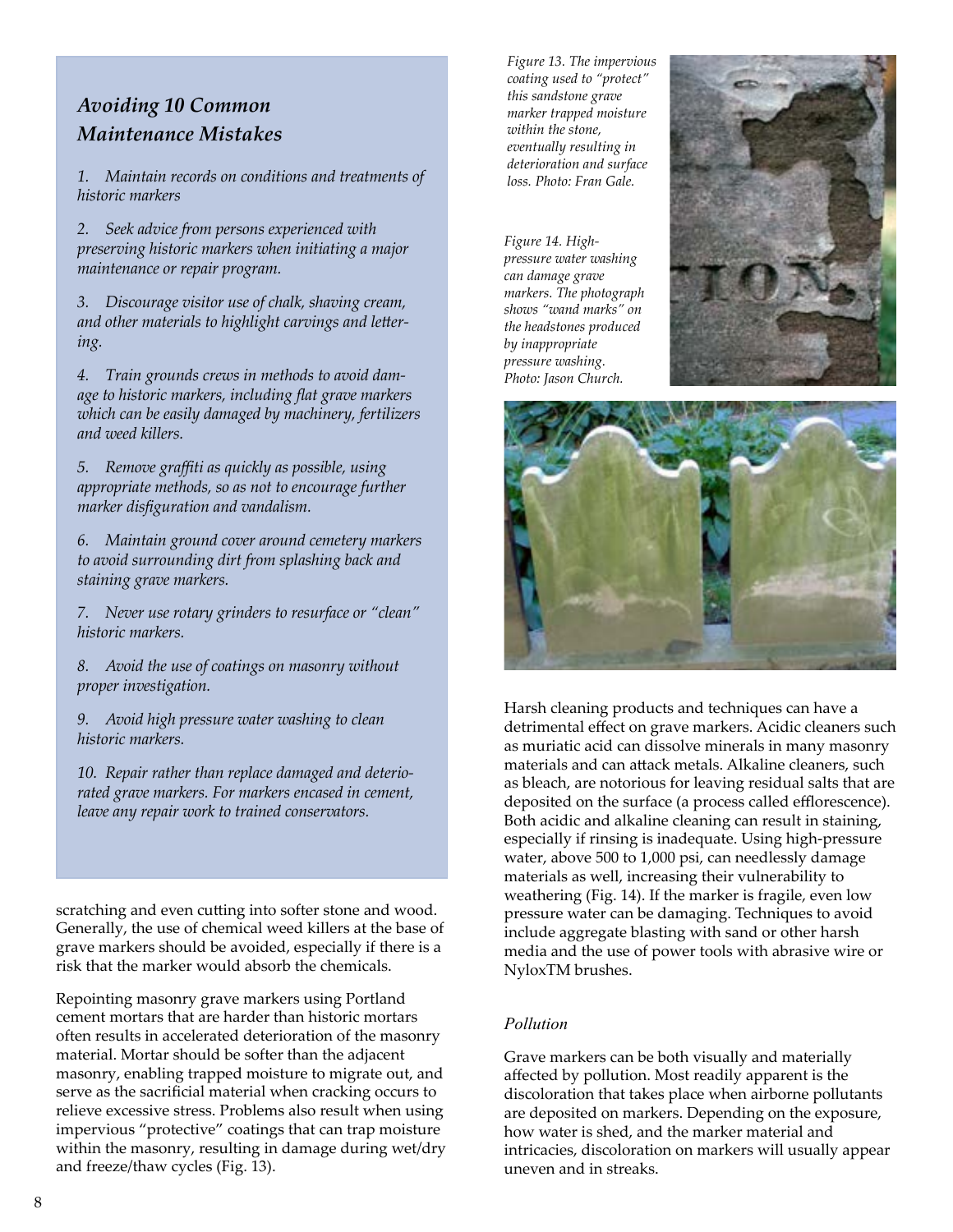## *Avoiding 10 Common Maintenance Mistakes*

*1. Maintain records on conditions and treatments of historic markers*

*2. Seek advice from persons experienced with preserving historic markers when initiating a major maintenance or repair program.*

*3. Discourage visitor use of chalk, shaving cream, and other materials to highlight carvings and lettering.*

*4. Train grounds crews in methods to avoid damage to historic markers, including flat grave markers which can be easily damaged by machinery, fertilizers and weed killers.*

*5. Remove graffiti as quickly as possible, using appropriate methods, so as not to encourage further marker disfiguration and vandalism.*

*6. Maintain ground cover around cemetery markers to avoid surrounding dirt from splashing back and staining grave markers.*

*7. Never use rotary grinders to resurface or "clean" historic markers.*

*8. Avoid the use of coatings on masonry without proper investigation.*

*9. Avoid high pressure water washing to clean historic markers.*

*10. Repair rather than replace damaged and deteriorated grave markers. For markers encased in cement, leave any repair work to trained conservators.*

scratching and even cutting into softer stone and wood. Generally, the use of chemical weed killers at the base of grave markers should be avoided, especially if there is a risk that the marker would absorb the chemicals.

Repointing masonry grave markers using Portland cement mortars that are harder than historic mortars often results in accelerated deterioration of the masonry material. Mortar should be softer than the adjacent masonry, enabling trapped moisture to migrate out, and serve as the sacrificial material when cracking occurs to relieve excessive stress. Problems also result when using impervious "protective" coatings that can trap moisture within the masonry, resulting in damage during wet/dry and freeze/thaw cycles (Fig. 13).

*Figure 13. The impervious coating used to "protect" this sandstone grave marker trapped moisture within the stone, eventually resulting in deterioration and surface loss. Photo: Fran Gale.*

*Figure 14. High-pressure water washing can damage grave markers. The photograph shows "wand marks" on the headstones produced by inappropriate pressure washing. Photo: Jason Church.*

Harsh cleaning products and techniques can have a detrimental effect on grave markers. Acidic cleaners such as muriatic acid can dissolve minerals in many masonry materials and can attack metals. Alkaline cleaners, such as bleach, are notorious for leaving residual salts that are deposited on the surface (a process called efflorescence). Both acidic and alkaline cleaning can result in staining, especially if rinsing is inadequate. Using high-pressure water, above 500 to 1,000 psi, can needlessly damage materials as well, increasing their vulnerability to weathering (Fig. 14). If the marker is fragile, even low pressure water can be damaging. Techniques to avoid include aggregate blasting with sand or other harsh media and the use of power tools with abrasive wire or NyloxTM brushes.

### *Pollution*

Grave markers can be both visually and materially affected by pollution. Most readily apparent is the discoloration that takes place when airborne pollutants are deposited on markers. Depending on the exposure, how water is shed, and the marker material and intricacies, discoloration on markers will usually appear uneven and in streaks.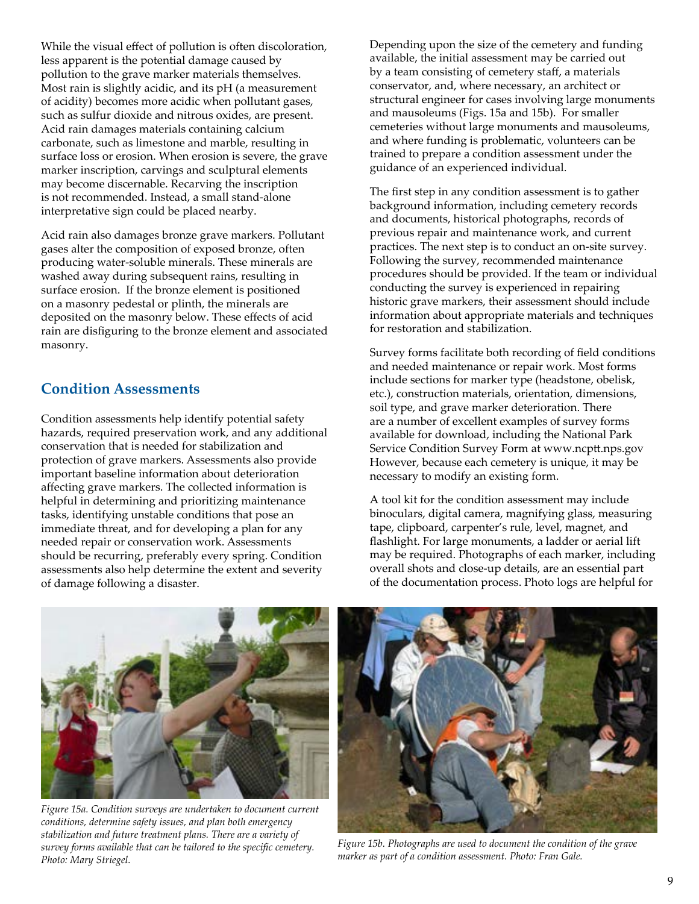While the visual effect of pollution is often discoloration, less apparent is the potential damage caused by pollution to the grave marker materials themselves. Most rain is slightly acidic, and its pH (a measurement of acidity) becomes more acidic when pollutant gases, such as sulfur dioxide and nitrous oxides, are present. Acid rain damages materials containing calcium carbonate, such as limestone and marble, resulting in surface loss or erosion. When erosion is severe, the grave marker inscription, carvings and sculptural elements may become discernable. Recarving the inscription is not recommended. Instead, a small stand-alone interpretative sign could be placed nearby.

Acid rain also damages bronze grave markers. Pollutant gases alter the composition of exposed bronze, often producing water-soluble minerals. These minerals are washed away during subsequent rains, resulting in surface erosion. If the bronze element is positioned on a masonry pedestal or plinth, the minerals are deposited on the masonry below. These effects of acid rain are disfiguring to the bronze element and associated masonry.

## Condition Assessments

Condition assessments help identify potential safety hazards, required preservation work, and any additional conservation that is needed for stabilization and protection of grave markers. Assessments also provide important baseline information about deterioration affecting grave markers. The collected information is helpful in determining and prioritizing maintenance tasks, identifying unstable conditions that pose an immediate threat, and for developing a plan for any needed repair or conservation work. Assessments should be recurring, preferably every spring. Condition assessments also help determine the extent and severity of damage following a disaster.

Depending upon the size of the cemetery and funding available, the initial assessment may be carried out by a team consisting of cemetery staff, a materials conservator, and, where necessary, an architect or structural engineer for cases involving large monuments and mausoleums (Figs. 15a and 15b). For smaller cemeteries without large monuments and mausoleums, and where funding is problematic, volunteers can be trained to prepare a condition assessment under the guidance of an experienced individual.

The first step in any condition assessment is to gather background information, including cemetery records and documents, historical photographs, records of previous repair and maintenance work, and current practices. The next step is to conduct an on-site survey. Following the survey, recommended maintenance procedures should be provided. If the team or individual conducting the survey is experienced in repairing historic grave markers, their assessment should include information about appropriate materials and techniques for restoration and stabilization.

Survey forms facilitate both recording of field conditions and needed maintenance or repair work. Most forms include sections for marker type (headstone, obelisk, etc.), construction materials, orientation, dimensions, soil type, and grave marker deterioration. There are a number of excellent examples of survey forms available for download, including the National Park Service Condition Survey Form at www.ncptt.nps.gov However, because each cemetery is unique, it may be necessary to modify an existing form.

A tool kit for the condition assessment may include binoculars, digital camera, magnifying glass, measuring tape, clipboard, carpenter's rule, level, magnet, and flashlight. For large monuments, a ladder or aerial lift may be required. Photographs of each marker, including overall shots and close-up details, are an essential part of the documentation process. Photo logs are helpful for

*Figure 15a. Condition surveys are undertaken to document current conditions, determine safety issues, and plan both emergency stabilization and future treatment plans. There are a variety of survey forms available that can be tailored to the specific cemetery. Photo: Mary Striegel.*

*Figure 15b. Photographs are used to document the condition of the grave marker as part of a condition assessment. Photo: Fran Gale.*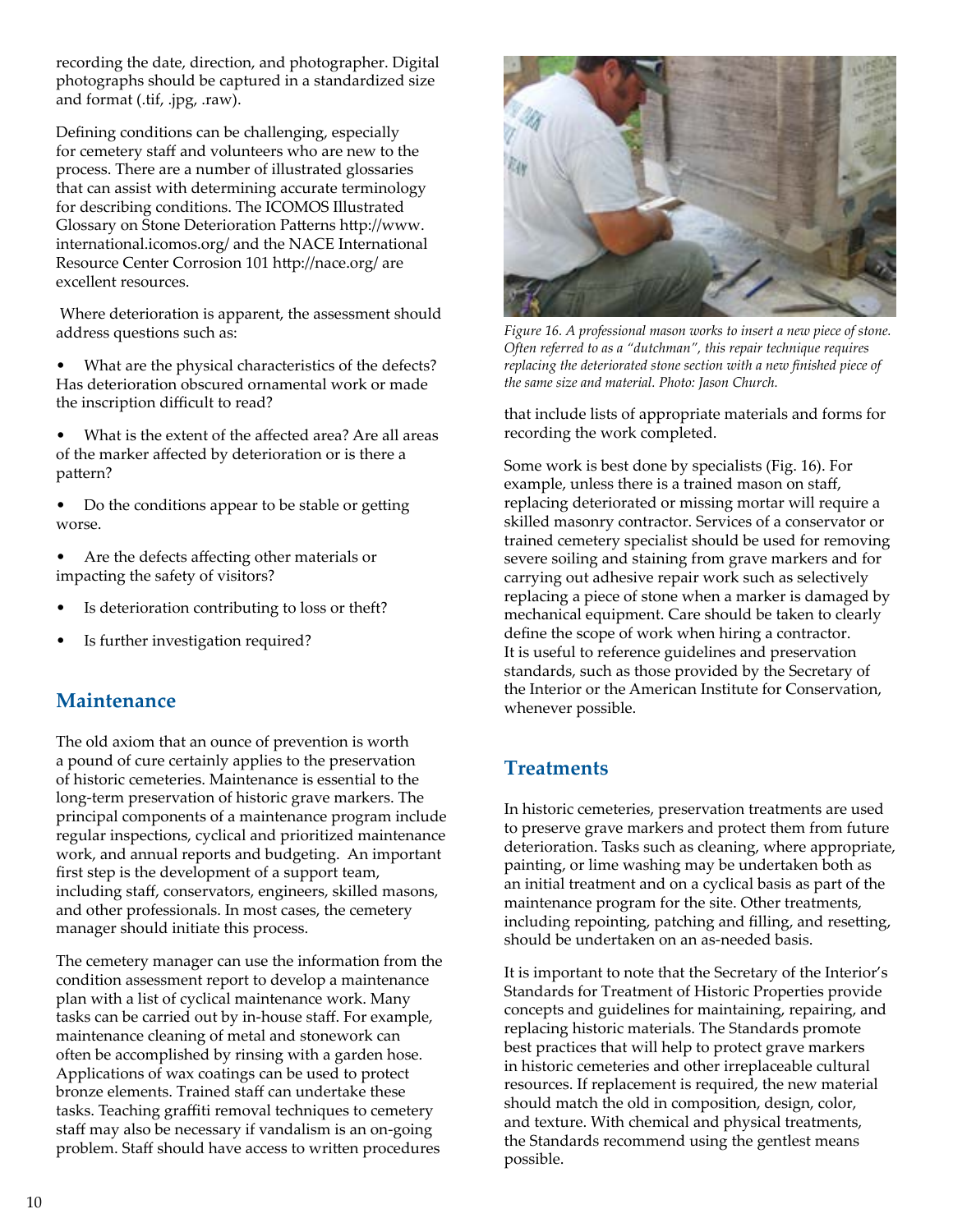recording the date, direction, and photographer. Digital photographs should be captured in a standardized size and format (.tif, .jpg, .raw).

Defining conditions can be challenging, especially for cemetery staff and volunteers who are new to the process. There are a number of illustrated glossaries that can assist with determining accurate terminology for describing conditions. The ICOMOS Illustrated Glossary on Stone Deterioration Patterns http://www.international.icomos.org/ and the NACE International Resource Center Corrosion 101 http://nace.org/ are excellent resources.

Where deterioration is apparent, the assessment should address questions such as:

- What are the physical characteristics of the defects? Has deterioration obscured ornamental work or made the inscription difficult to read?
- What is the extent of the affected area? Are all areas of the marker affected by deterioration or is there a pattern?
- Do the conditions appear to be stable or getting worse.
- Are the defects affecting other materials or impacting the safety of visitors?
- Is deterioration contributing to loss or theft?
- Is further investigation required?

## Maintenance

The old axiom that an ounce of prevention is worth a pound of cure certainly applies to the preservation of historic cemeteries. Maintenance is essential to the long-term preservation of historic grave markers. The principal components of a maintenance program include regular inspections, cyclical and prioritized maintenance work, and annual reports and budgeting. An important first step is the development of a support team, including staff, conservators, engineers, skilled masons, and other professionals. In most cases, the cemetery manager should initiate this process.

The cemetery manager can use the information from the condition assessment report to develop a maintenance plan with a list of cyclical maintenance work. Many tasks can be carried out by in-house staff. For example, maintenance cleaning of metal and stonework can often be accomplished by rinsing with a garden hose. Applications of wax coatings can be used to protect bronze elements. Trained staff can undertake these tasks. Teaching graffiti removal techniques to cemetery staff may also be necessary if vandalism is an on-going problem. Staff should have access to written procedures that include lists of appropriate materials and forms for recording the work completed.

*Figure 16. A professional mason works to insert a new piece of stone. Often referred to as a "dutchman", this repair technique requires replacing the deteriorated stone section with a new finished piece of the same size and material. Photo: Jason Church.*

Some work is best done by specialists (Fig. 16). For example, unless there is a trained mason on staff, replacing deteriorated or missing mortar will require a skilled masonry contractor. Services of a conservator or trained cemetery specialist should be used for removing severe soiling and staining from grave markers and for carrying out adhesive repair work such as selectively replacing a piece of stone when a marker is damaged by mechanical equipment. Care should be taken to clearly define the scope of work when hiring a contractor. It is useful to reference guidelines and preservation standards, such as those provided by the Secretary of the Interior or the American Institute for Conservation, whenever possible.

## Treatments

In historic cemeteries, preservation treatments are used to preserve grave markers and protect them from future deterioration. Tasks such as cleaning, where appropriate, painting, or lime washing may be undertaken both as an initial treatment and on a cyclical basis as part of the maintenance program for the site. Other treatments, including repointing, patching and filling, and resetting, should be undertaken on an as-needed basis.

It is important to note that the Secretary of the Interior's Standards for Treatment of Historic Properties provide concepts and guidelines for maintaining, repairing, and replacing historic materials. The Standards promote best practices that will help to protect grave markers in historic cemeteries and other irreplaceable cultural resources. If replacement is required, the new material should match the old in composition, design, color, and texture. With chemical and physical treatments, the Standards recommend using the gentlest means possible.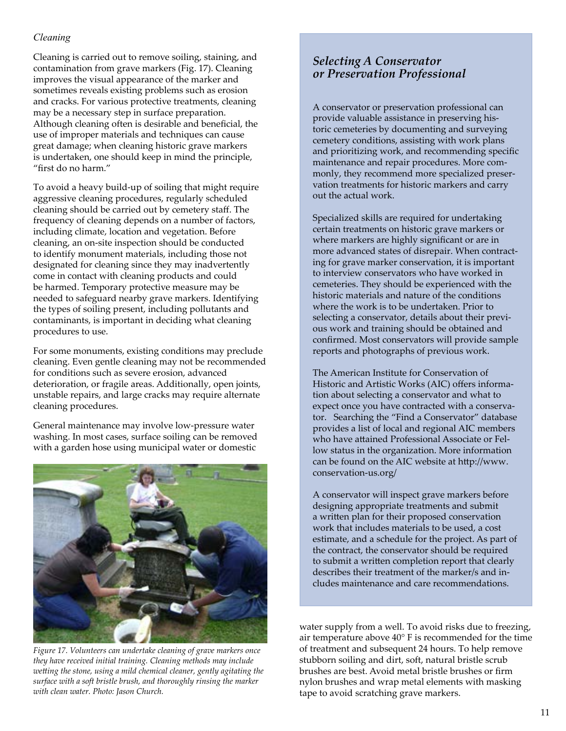*Cleaning*

Cleaning is carried out to remove soiling, staining, and contamination from grave markers (Fig. 17). Cleaning improves the visual appearance of the marker and sometimes reveals existing problems such as erosion and cracks. For various protective treatments, cleaning may be a necessary step in surface preparation. Although cleaning often is desirable and beneficial, the use of improper materials and techniques can cause great damage; when cleaning historic grave markers is undertaken, one should keep in mind the principle, "first do no harm."

To avoid a heavy build-up of soiling that might require aggressive cleaning procedures, regularly scheduled cleaning should be carried out by cemetery staff. The frequency of cleaning depends on a number of factors, including climate, location and vegetation. Before cleaning, an on-site inspection should be conducted to identify monument materials, including those not designated for cleaning since they may inadvertently come in contact with cleaning products and could be harmed. Temporary protective measure may be needed to safeguard nearby grave markers. Identifying the types of soiling present, including pollutants and contaminants, is important in deciding what cleaning procedures to use.

For some monuments, existing conditions may preclude cleaning. Even gentle cleaning may not be recommended for conditions such as severe erosion, advanced deterioration, or fragile areas. Additionally, open joints, unstable repairs, and large cracks may require alternate cleaning procedures.

General maintenance may involve low-pressure water washing. In most cases, surface soiling can be removed with a garden hose using municipal water or domestic water supply from a well. To avoid risks due to freezing, air temperature above 40° F is recommended for the time of treatment and subsequent 24 hours. To help remove stubborn soiling and dirt, soft, natural bristle scrub brushes are best. Avoid metal bristle brushes or firm nylon brushes and wrap metal elements with masking tape to avoid scratching grave markers.

*Figure 17. Volunteers can undertake cleaning of grave markers once they have received initial training. Cleaning methods may include wetting the stone, using a mild chemical cleaner, gently agitating the surface with a soft bristle brush, and thoroughly rinsing the marker with clean water. Photo: Jason Church.*

## *Selecting A Conservator or Preservation Professional*

A conservator or preservation professional can provide valuable assistance in preserving historic cemeteries by documenting and surveying cemetery conditions, assisting with work plans and prioritizing work, and recommending specific maintenance and repair procedures. More commonly, they recommend more specialized preservation treatments for historic markers and carry out the actual work.

Specialized skills are required for undertaking certain treatments on historic grave markers or where markers are highly significant or are in more advanced states of disrepair. When contracting for grave marker conservation, it is important to interview conservators who have worked in cemeteries. They should be experienced with the historic materials and nature of the conditions where the work is to be undertaken. Prior to selecting a conservator, details about their previous work and training should be obtained and confirmed. Most conservators will provide sample reports and photographs of previous work.

The American Institute for Conservation of Historic and Artistic Works (AIC) offers information about selecting a conservator and what to expect once you have contracted with a conservator. Searching the "Find a Conservator" database provides a list of local and regional AIC members who have attained Professional Associate or Fellow status in the organization. More information can be found on the AIC website at http://www.conservation-us.org/

A conservator will inspect grave markers before designing appropriate treatments and submit a written plan for their proposed conservation work that includes materials to be used, a cost estimate, and a schedule for the project. As part of the contract, the conservator should be required to submit a written completion report that clearly describes their treatment of the marker/s and includes maintenance and care recommendations.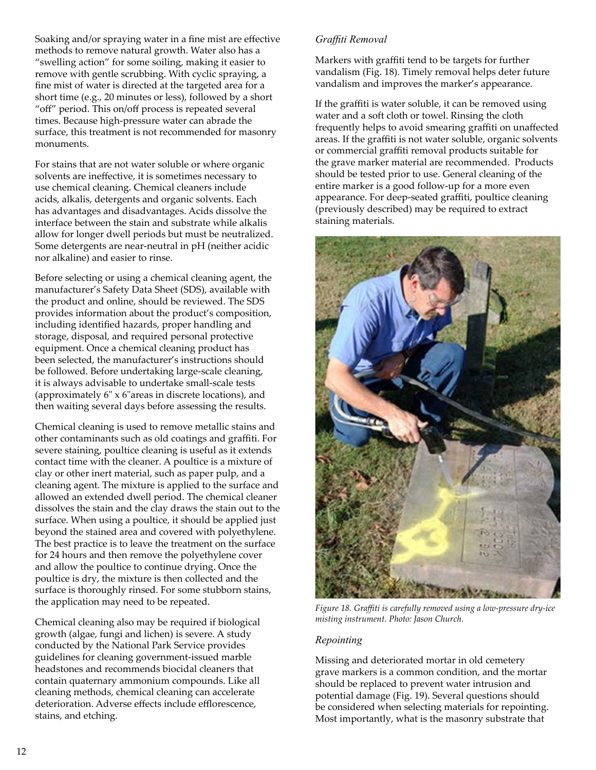Soaking and/or spraying water in a fine mist are effective methods to remove natural growth. Water also has a "swelling action" for some soiling, making it easier to remove with gentle scrubbing. With cyclic spraying, a fine mist of water is directed at the targeted area for a short time (e.g., 20 minutes or less), followed by a short "off" period. This on/off process is repeated several times. Because high-pressure water can abrade the surface, this treatment is not recommended for masonry monuments.

For stains that are not water soluble or where organic solvents are ineffective, it is sometimes necessary to use chemical cleaning. Chemical cleaners include acids, alkalis, detergents and organic solvents. Each has advantages and disadvantages. Acids dissolve the interface between the stain and substrate while alkalis allow for longer dwell periods but must be neutralized. Some detergents are near-neutral in pH (neither acidic nor alkaline) and easier to rinse.

Before selecting or using a chemical cleaning agent, the manufacturer's Safety Data Sheet (SDS), available with the product and online, should be reviewed. The SDS provides information about the product's composition, including identified hazards, proper handling and storage, disposal, and required personal protective equipment. Once a chemical cleaning product has been selected, the manufacturer's instructions should be followed. Before undertaking large-scale cleaning, it is always advisable to undertake small-scale tests (approximately 6" x 6"areas in discrete locations), and then waiting several days before assessing the results.

Chemical cleaning is used to remove metallic stains and other contaminants such as old coatings and graffiti. For severe staining, poultice cleaning is useful as it extends contact time with the cleaner. A poultice is a mixture of clay or other inert material, such as paper pulp, and a cleaning agent. The mixture is applied to the surface and allowed an extended dwell period. The chemical cleaner dissolves the stain and the clay draws the stain out to the surface. When using a poultice, it should be applied just beyond the stained area and covered with polyethylene. The best practice is to leave the treatment on the surface for 24 hours and then remove the polyethylene cover and allow the poultice to continue drying. Once the poultice is dry, the mixture is then collected and the surface is thoroughly rinsed. For some stubborn stains, the application may need to be repeated.

Chemical cleaning also may be required if biological growth (algae, fungi and lichen) is severe. A study conducted by the National Park Service provides guidelines for cleaning government-issued marble headstones and recommends biocidal cleaners that contain quaternary ammonium compounds. Like all cleaning methods, chemical cleaning can accelerate deterioration. Adverse effects include efflorescence, stains, and etching.

*Graffiti Removal*

Markers with graffiti tend to be targets for further vandalism (Fig. 18). Timely removal helps deter future vandalism and improves the marker's appearance.

If the graffiti is water soluble, it can be removed using water and a soft cloth or towel. Rinsing the cloth frequently helps to avoid smearing graffiti on unaffected areas. If the graffiti is not water soluble, organic solvents or commercial graffiti removal products suitable for the grave marker material are recommended. Products should be tested prior to use. General cleaning of the entire marker is a good follow-up for a more even appearance. For deep-seated graffiti, poultice cleaning (previously described) may be required to extract staining materials.

*Figure 18. Graffiti is carefully removed using a low-pressure dry-ice misting instrument. Photo: Jason Church.*

*Repointing*

Missing and deteriorated mortar in old cemetery grave markers is a common condition, and the mortar should be replaced to prevent water intrusion and potential damage (Fig. 19). Several questions should be considered when selecting materials for repointing. Most importantly, what is the masonry substrate that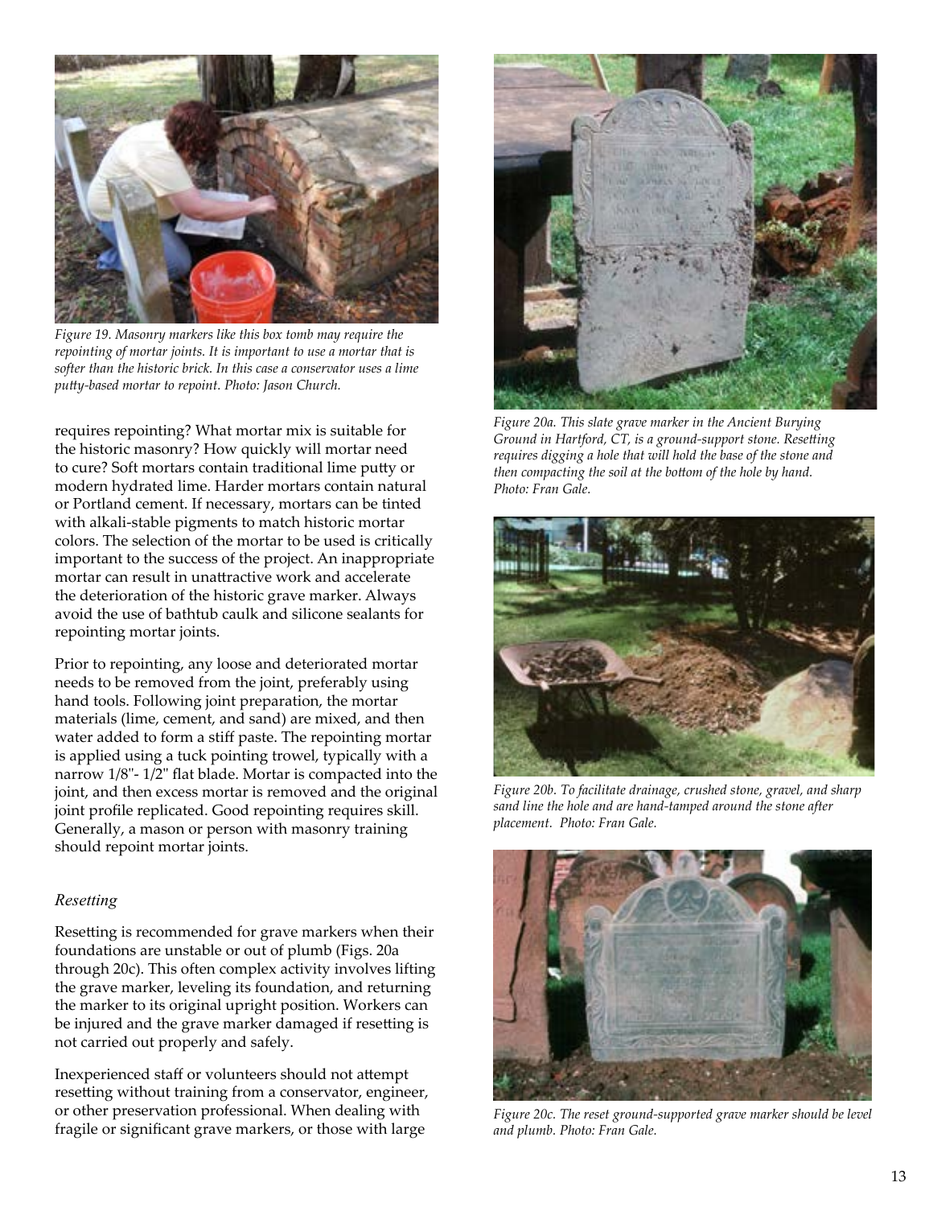Figure 19. Masonry markers like this box tomb may require the repointing of mortar joints. It is important to use a mortar that is softer than the historic brick. In this case a conservator uses a lime putty-based mortar to repoint. Photo: Jason Church.

requires repointing? What mortar mix is suitable for the historic masonry? How quickly will mortar need to cure? Soft mortars contain traditional lime putty or modern hydrated lime. Harder mortars contain natural or Portland cement. If necessary, mortars can be tinted with alkali-stable pigments to match historic mortar colors. The selection of the mortar to be used is critically important to the success of the project. An inappropriate mortar can result in unattractive work and accelerate the deterioration of the historic grave marker. Always avoid the use of bathtub caulk and silicone sealants for repointing mortar joints.

Prior to repointing, any loose and deteriorated mortar needs to be removed from the joint, preferably using hand tools. Following joint preparation, the mortar materials (lime, cement, and sand) are mixed, and then water added to form a stiff paste. The repointing mortar is applied using a tuck pointing trowel, typically with a narrow 1/8"- 1/2" flat blade. Mortar is compacted into the joint, and then excess mortar is removed and the original joint profile replicated. Good repointing requires skill. Generally, a mason or person with masonry training should repoint mortar joints.

### *Resetting*

Resetting is recommended for grave markers when their foundations are unstable or out of plumb (Figs. 20a through 20c). This often complex activity involves lifting the grave marker, leveling its foundation, and returning the marker to its original upright position. Workers can be injured and the grave marker damaged if resetting is not carried out properly and safely.

Inexperienced staff or volunteers should not attempt resetting without training from a conservator, engineer, or other preservation professional. When dealing with fragile or significant grave markers, or those with large

Figure 20a. This slate grave marker in the Ancient Burying Ground in Hartford, CT, is a ground-support stone. Resetting requires digging a hole that will hold the base of the stone and then compacting the soil at the bottom of the hole by hand. Photo: Fran Gale.

Figure 20b. To facilitate drainage, crushed stone, gravel, and sharp sand line the hole and are hand-tamped around the stone after placement. Photo: Fran Gale.

Figure 20c. The reset ground-supported grave marker should be level and plumb. Photo: Fran Gale.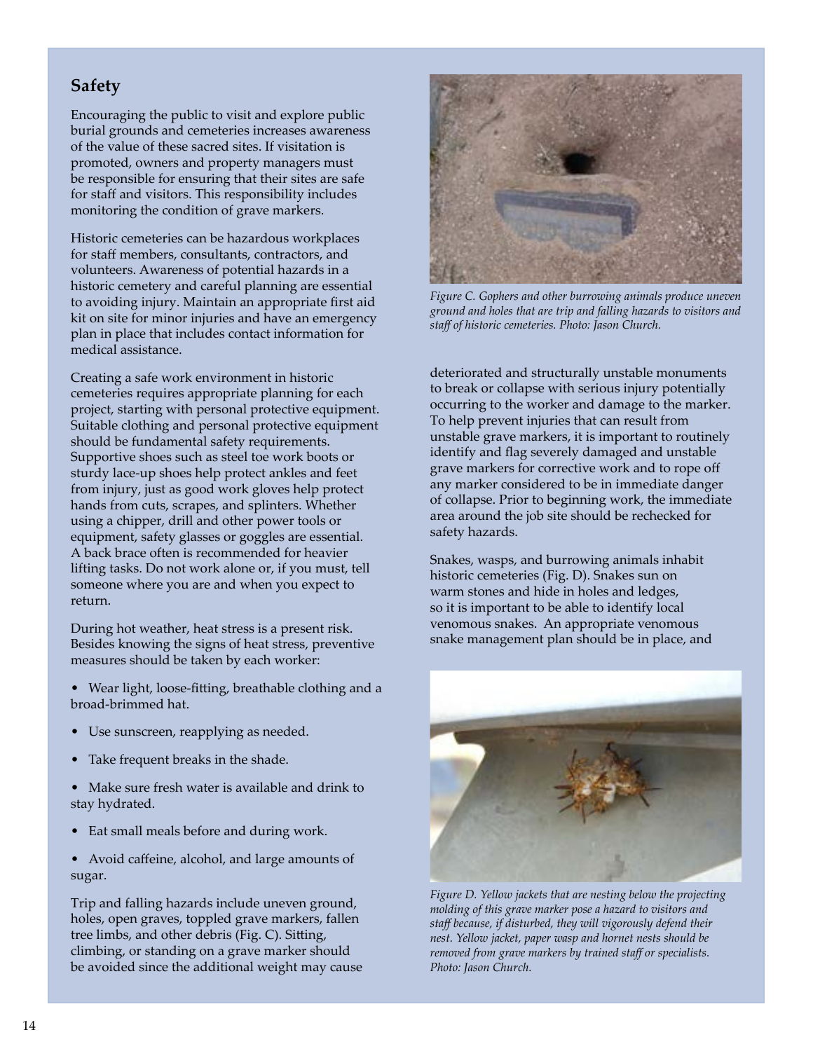## Safety

Encouraging the public to visit and explore public burial grounds and cemeteries increases awareness of the value of these sacred sites. If visitation is promoted, owners and property managers must be responsible for ensuring that their sites are safe for staff and visitors. This responsibility includes monitoring the condition of grave markers.

Historic cemeteries can be hazardous workplaces for staff members, consultants, contractors, and volunteers. Awareness of potential hazards in a historic cemetery and careful planning are essential to avoiding injury. Maintain an appropriate first aid kit on site for minor injuries and have an emergency plan in place that includes contact information for medical assistance.

Creating a safe work environment in historic cemeteries requires appropriate planning for each project, starting with personal protective equipment. Suitable clothing and personal protective equipment should be fundamental safety requirements. Supportive shoes such as steel toe work boots or sturdy lace-up shoes help protect ankles and feet from injury, just as good work gloves help protect hands from cuts, scrapes, and splinters. Whether using a chipper, drill and other power tools or equipment, safety glasses or goggles are essential. A back brace often is recommended for heavier lifting tasks. Do not work alone or, if you must, tell someone where you are and when you expect to return.

During hot weather, heat stress is a present risk. Besides knowing the signs of heat stress, preventive measures should be taken by each worker:

- Wear light, loose-fitting, breathable clothing and a broad-brimmed hat.
- Use sunscreen, reapplying as needed.
- Take frequent breaks in the shade.
- Make sure fresh water is available and drink to stay hydrated.
- Eat small meals before and during work.
- Avoid caffeine, alcohol, and large amounts of sugar.

Trip and falling hazards include uneven ground, holes, open graves, toppled grave markers, fallen tree limbs, and other debris (Fig. C). Sitting, climbing, or standing on a grave marker should be avoided since the additional weight may cause deteriorated and structurally unstable monuments to break or collapse with serious injury potentially occurring to the worker and damage to the marker. To help prevent injuries that can result from unstable grave markers, it is important to routinely identify and flag severely damaged and unstable grave markers for corrective work and to rope off any marker considered to be in immediate danger of collapse. Prior to beginning work, the immediate area around the job site should be rechecked for safety hazards.

*Figure C. Gophers and other burrowing animals produce uneven ground and holes that are trip and falling hazards to visitors and staff of historic cemeteries. Photo: Jason Church.*

Snakes, wasps, and burrowing animals inhabit historic cemeteries (Fig. D). Snakes sun on warm stones and hide in holes and ledges, so it is important to be able to identify local venomous snakes. An appropriate venomous snake management plan should be in place, and

*Figure D. Yellow jackets that are nesting below the projecting molding of this grave marker pose a hazard to visitors and staff because, if disturbed, they will vigorously defend their nest. Yellow jacket, paper wasp and hornet nests should be removed from grave markers by trained staff or specialists. Photo: Jason Church.*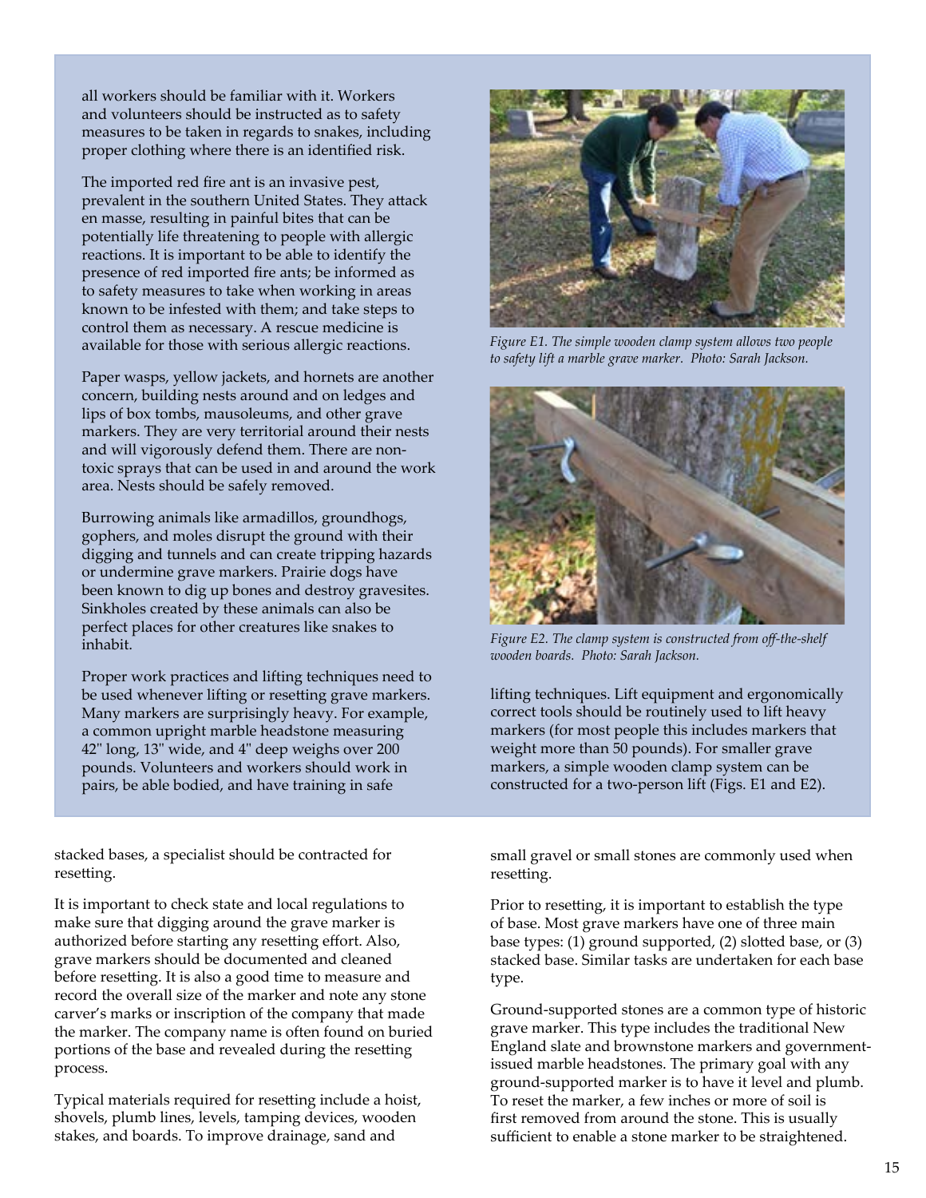all workers should be familiar with it. Workers and volunteers should be instructed as to safety measures to be taken in regards to snakes, including proper clothing where there is an identified risk.

The imported red fire ant is an invasive pest, prevalent in the southern United States. They attack en masse, resulting in painful bites that can be potentially life threatening to people with allergic reactions. It is important to be able to identify the presence of red imported fire ants; be informed as to safety measures to take when working in areas known to be infested with them; and take steps to control them as necessary. A rescue medicine is available for those with serious allergic reactions.

Paper wasps, yellow jackets, and hornets are another concern, building nests around and on ledges and lips of box tombs, mausoleums, and other grave markers. They are very territorial around their nests and will vigorously defend them. There are non-toxic sprays that can be used in and around the work area. Nests should be safely removed.

Burrowing animals like armadillos, groundhogs, gophers, and moles disrupt the ground with their digging and tunnels and can create tripping hazards or undermine grave markers. Prairie dogs have been known to dig up bones and destroy gravesites. Sinkholes created by these animals can also be perfect places for other creatures like snakes to inhabit.

Proper work practices and lifting techniques need to be used whenever lifting or resetting grave markers. Many markers are surprisingly heavy. For example, a common upright marble headstone measuring 42" long, 13" wide, and 4" deep weighs over 200 pounds. Volunteers and workers should work in pairs, be able bodied, and have training in safe lifting techniques. Lift equipment and ergonomically correct tools should be routinely used to lift heavy markers (for most people this includes markers that weight more than 50 pounds). For smaller grave markers, a simple wooden clamp system can be constructed for a two-person lift (Figs. E1 and E2).

*Figure E1. The simple wooden clamp system allows two people to safety lift a marble grave marker. Photo: Sarah Jackson.*

*Figure E2. The clamp system is constructed from off-the-shelf wooden boards. Photo: Sarah Jackson.*

stacked bases, a specialist should be contracted for resetting.

It is important to check state and local regulations to make sure that digging around the grave marker is authorized before starting any resetting effort. Also, grave markers should be documented and cleaned before resetting. It is also a good time to measure and record the overall size of the marker and note any stone carver's marks or inscription of the company that made the marker. The company name is often found on buried portions of the base and revealed during the resetting process.

Typical materials required for resetting include a hoist, shovels, plumb lines, levels, tamping devices, wooden stakes, and boards. To improve drainage, sand and small gravel or small stones are commonly used when resetting.

Prior to resetting, it is important to establish the type of base. Most grave markers have one of three main base types: (1) ground supported, (2) slotted base, or (3) stacked base. Similar tasks are undertaken for each base type.

Ground-supported stones are a common type of historic grave marker. This type includes the traditional New England slate and brownstone markers and government-issued marble headstones. The primary goal with any ground-supported marker is to have it level and plumb. To reset the marker, a few inches or more of soil is first removed from around the stone. This is usually sufficient to enable a stone marker to be straightened.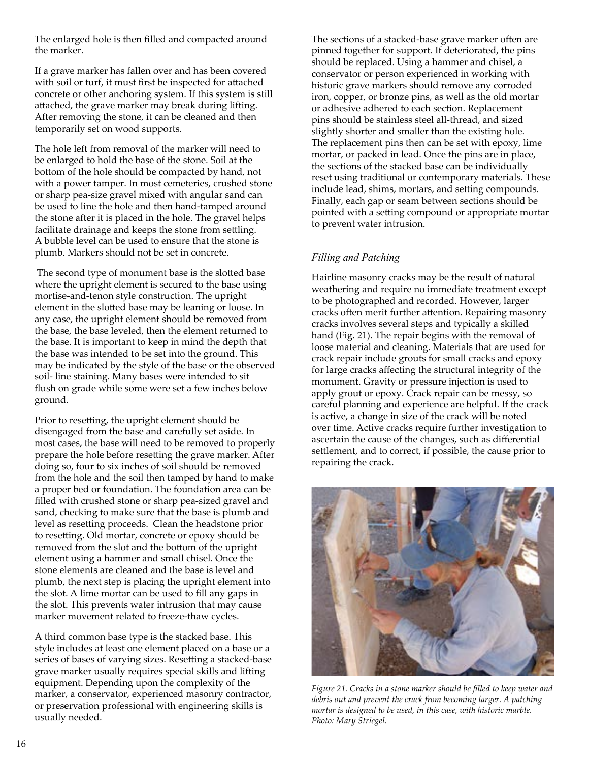The enlarged hole is then filled and compacted around the marker.

If a grave marker has fallen over and has been covered with soil or turf, it must first be inspected for attached concrete or other anchoring system. If this system is still attached, the grave marker may break during lifting. After removing the stone, it can be cleaned and then temporarily set on wood supports.

The hole left from removal of the marker will need to be enlarged to hold the base of the stone. Soil at the bottom of the hole should be compacted by hand, not with a power tamper. In most cemeteries, crushed stone or sharp pea-size gravel mixed with angular sand can be used to line the hole and then hand-tamped around the stone after it is placed in the hole. The gravel helps facilitate drainage and keeps the stone from settling. A bubble level can be used to ensure that the stone is plumb. Markers should not be set in concrete.

The second type of monument base is the slotted base where the upright element is secured to the base using mortise-and-tenon style construction. The upright element in the slotted base may be leaning or loose. In any case, the upright element should be removed from the base, the base leveled, then the element returned to the base. It is important to keep in mind the depth that the base was intended to be set into the ground. This may be indicated by the style of the base or the observed soil- line staining. Many bases were intended to sit flush on grade while some were set a few inches below ground.

Prior to resetting, the upright element should be disengaged from the base and carefully set aside. In most cases, the base will need to be removed to properly prepare the hole before resetting the grave marker. After doing so, four to six inches of soil should be removed from the hole and the soil then tamped by hand to make a proper bed or foundation. The foundation area can be filled with crushed stone or sharp pea-sized gravel and sand, checking to make sure that the base is plumb and level as resetting proceeds. Clean the headstone prior to resetting. Old mortar, concrete or epoxy should be removed from the slot and the bottom of the upright element using a hammer and small chisel. Once the stone elements are cleaned and the base is level and plumb, the next step is placing the upright element into the slot. A lime mortar can be used to fill any gaps in the slot. This prevents water intrusion that may cause marker movement related to freeze-thaw cycles.

A third common base type is the stacked base. This style includes at least one element placed on a base or a series of bases of varying sizes. Resetting a stacked-base grave marker usually requires special skills and lifting equipment. Depending upon the complexity of the marker, a conservator, experienced masonry contractor, or preservation professional with engineering skills is usually needed.

The sections of a stacked-base grave marker often are pinned together for support. If deteriorated, the pins should be replaced. Using a hammer and chisel, a conservator or person experienced in working with historic grave markers should remove any corroded iron, copper, or bronze pins, as well as the old mortar or adhesive adhered to each section. Replacement pins should be stainless steel all-thread, and sized slightly shorter and smaller than the existing hole. The replacement pins then can be set with epoxy, lime mortar, or packed in lead. Once the pins are in place, the sections of the stacked base can be individually reset using traditional or contemporary materials. These include lead, shims, mortars, and setting compounds. Finally, each gap or seam between sections should be pointed with a setting compound or appropriate mortar to prevent water intrusion.

### *Filling and Patching*

Hairline masonry cracks may be the result of natural weathering and require no immediate treatment except to be photographed and recorded. However, larger cracks often merit further attention. Repairing masonry cracks involves several steps and typically a skilled hand (Fig. 21). The repair begins with the removal of loose material and cleaning. Materials that are used for crack repair include grouts for small cracks and epoxy for large cracks affecting the structural integrity of the monument. Gravity or pressure injection is used to apply grout or epoxy. Crack repair can be messy, so careful planning and experience are helpful. If the crack is active, a change in size of the crack will be noted over time. Active cracks require further investigation to ascertain the cause of the changes, such as differential settlement, and to correct, if possible, the cause prior to repairing the crack.

*Figure 21. Cracks in a stone marker should be filled to keep water and debris out and prevent the crack from becoming larger. A patching mortar is designed to be used, in this case, with historic marble. Photo: Mary Striegel.*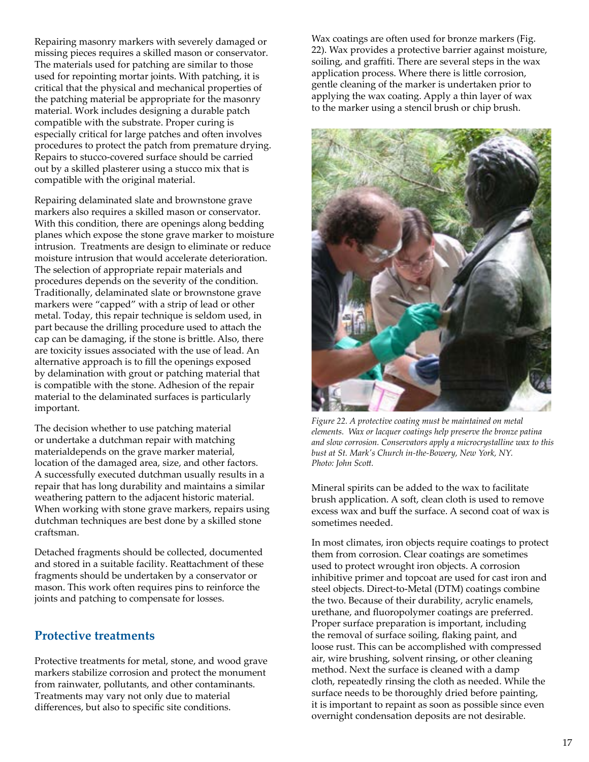Repairing masonry markers with severely damaged or missing pieces requires a skilled mason or conservator. The materials used for patching are similar to those used for repointing mortar joints. With patching, it is critical that the physical and mechanical properties of the patching material be appropriate for the masonry material. Work includes designing a durable patch compatible with the substrate. Proper curing is especially critical for large patches and often involves procedures to protect the patch from premature drying. Repairs to stucco-covered surface should be carried out by a skilled plasterer using a stucco mix that is compatible with the original material.

Repairing delaminated slate and brownstone grave markers also requires a skilled mason or conservator. With this condition, there are openings along bedding planes which expose the stone grave marker to moisture intrusion. Treatments are design to eliminate or reduce moisture intrusion that would accelerate deterioration. The selection of appropriate repair materials and procedures depends on the severity of the condition. Traditionally, delaminated slate or brownstone grave markers were "capped" with a strip of lead or other metal. Today, this repair technique is seldom used, in part because the drilling procedure used to attach the cap can be damaging, if the stone is brittle. Also, there are toxicity issues associated with the use of lead. An alternative approach is to fill the openings exposed by delamination with grout or patching material that is compatible with the stone. Adhesion of the repair material to the delaminated surfaces is particularly important.

The decision whether to use patching material or undertake a dutchman repair with matching materialdepends on the grave marker material, location of the damaged area, size, and other factors. A successfully executed dutchman usually results in a repair that has long durability and maintains a similar weathering pattern to the adjacent historic material. When working with stone grave markers, repairs using dutchman techniques are best done by a skilled stone craftsman.

Detached fragments should be collected, documented and stored in a suitable facility. Reattachment of these fragments should be undertaken by a conservator or mason. This work often requires pins to reinforce the joints and patching to compensate for losses.

## Protective treatments

Protective treatments for metal, stone, and wood grave markers stabilize corrosion and protect the monument from rainwater, pollutants, and other contaminants. Treatments may vary not only due to material differences, but also to specific site conditions.

Wax coatings are often used for bronze markers (Fig. 22). Wax provides a protective barrier against moisture, soiling, and graffiti. There are several steps in the wax application process. Where there is little corrosion, gentle cleaning of the marker is undertaken prior to applying the wax coating. Apply a thin layer of wax to the marker using a stencil brush or chip brush.

*Figure 22. A protective coating must be maintained on metal elements. Wax or lacquer coatings help preserve the bronze patina and slow corrosion. Conservators apply a microcrystalline wax to this bust at St. Mark's Church in-the-Bowery, New York, NY. Photo: John Scott.*

Mineral spirits can be added to the wax to facilitate brush application. A soft, clean cloth is used to remove excess wax and buff the surface. A second coat of wax is sometimes needed.

In most climates, iron objects require coatings to protect them from corrosion. Clear coatings are sometimes used to protect wrought iron objects. A corrosion inhibitive primer and topcoat are used for cast iron and steel objects. Direct-to-Metal (DTM) coatings combine the two. Because of their durability, acrylic enamels, urethane, and fluoropolymer coatings are preferred. Proper surface preparation is important, including the removal of surface soiling, flaking paint, and loose rust. This can be accomplished with compressed air, wire brushing, solvent rinsing, or other cleaning method. Next the surface is cleaned with a damp cloth, repeatedly rinsing the cloth as needed. While the surface needs to be thoroughly dried before painting, it is important to repaint as soon as possible since even overnight condensation deposits are not desirable.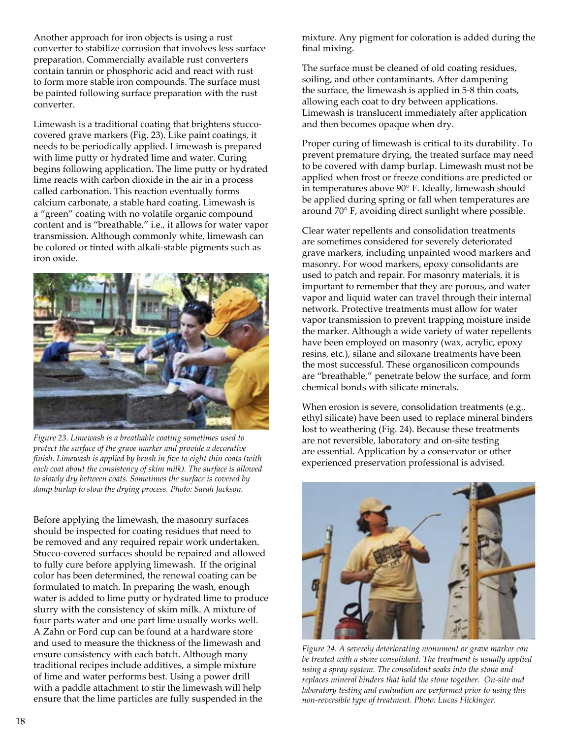Another approach for iron objects is using a rust converter to stabilize corrosion that involves less surface preparation. Commercially available rust converters contain tannin or phosphoric acid and react with rust to form more stable iron compounds. The surface must be painted following surface preparation with the rust converter.

Limewash is a traditional coating that brightens stucco-covered grave markers (Fig. 23). Like paint coatings, it needs to be periodically applied. Limewash is prepared with lime putty or hydrated lime and water. Curing begins following application. The lime putty or hydrated lime reacts with carbon dioxide in the air in a process called carbonation. This reaction eventually forms calcium carbonate, a stable hard coating. Limewash is a "green" coating with no volatile organic compound content and is "breathable," i.e., it allows for water vapor transmission. Although commonly white, limewash can be colored or tinted with alkali-stable pigments such as iron oxide.

*Figure 23. Limewash is a breathable coating sometimes used to protect the surface of the grave marker and provide a decorative finish. Limewash is applied by brush in five to eight thin coats (with each coat about the consistency of skim milk). The surface is allowed to slowly dry between coats. Sometimes the surface is covered by damp burlap to slow the drying process. Photo: Sarah Jackson.*

Before applying the limewash, the masonry surfaces should be inspected for coating residues that need to be removed and any required repair work undertaken. Stucco-covered surfaces should be repaired and allowed to fully cure before applying limewash. If the original color has been determined, the renewal coating can be formulated to match. In preparing the wash, enough water is added to lime putty or hydrated lime to produce slurry with the consistency of skim milk. A mixture of four parts water and one part lime usually works well. A Zahn or Ford cup can be found at a hardware store and used to measure the thickness of the limewash and ensure consistency with each batch. Although many traditional recipes include additives, a simple mixture of lime and water performs best. Using a power drill with a paddle attachment to stir the limewash will help ensure that the lime particles are fully suspended in the mixture. Any pigment for coloration is added during the final mixing.

The surface must be cleaned of old coating residues, soiling, and other contaminants. After dampening the surface, the limewash is applied in 5-8 thin coats, allowing each coat to dry between applications. Limewash is translucent immediately after application and then becomes opaque when dry.

Proper curing of limewash is critical to its durability. To prevent premature drying, the treated surface may need to be covered with damp burlap. Limewash must not be applied when frost or freeze conditions are predicted or in temperatures above 90° F. Ideally, limewash should be applied during spring or fall when temperatures are around 70° F, avoiding direct sunlight where possible.

Clear water repellents and consolidation treatments are sometimes considered for severely deteriorated grave markers, including unpainted wood markers and masonry. For wood markers, epoxy consolidants are used to patch and repair. For masonry materials, it is important to remember that they are porous, and water vapor and liquid water can travel through their internal network. Protective treatments must allow for water vapor transmission to prevent trapping moisture inside the marker. Although a wide variety of water repellents have been employed on masonry (wax, acrylic, epoxy resins, etc.), silane and siloxane treatments have been the most successful. These organosilicon compounds are "breathable," penetrate below the surface, and form chemical bonds with silicate minerals.

When erosion is severe, consolidation treatments (e.g., ethyl silicate) have been used to replace mineral binders lost to weathering (Fig. 24). Because these treatments are not reversible, laboratory and on-site testing are essential. Application by a conservator or other experienced preservation professional is advised.

*Figure 24. A severely deteriorating monument or grave marker can be treated with a stone consolidant. The treatment is usually applied using a spray system. The consolidant soaks into the stone and replaces mineral binders that hold the stone together. On-site and laboratory testing and evaluation are performed prior to using this non-reversible type of treatment. Photo: Lucas Flickinger.*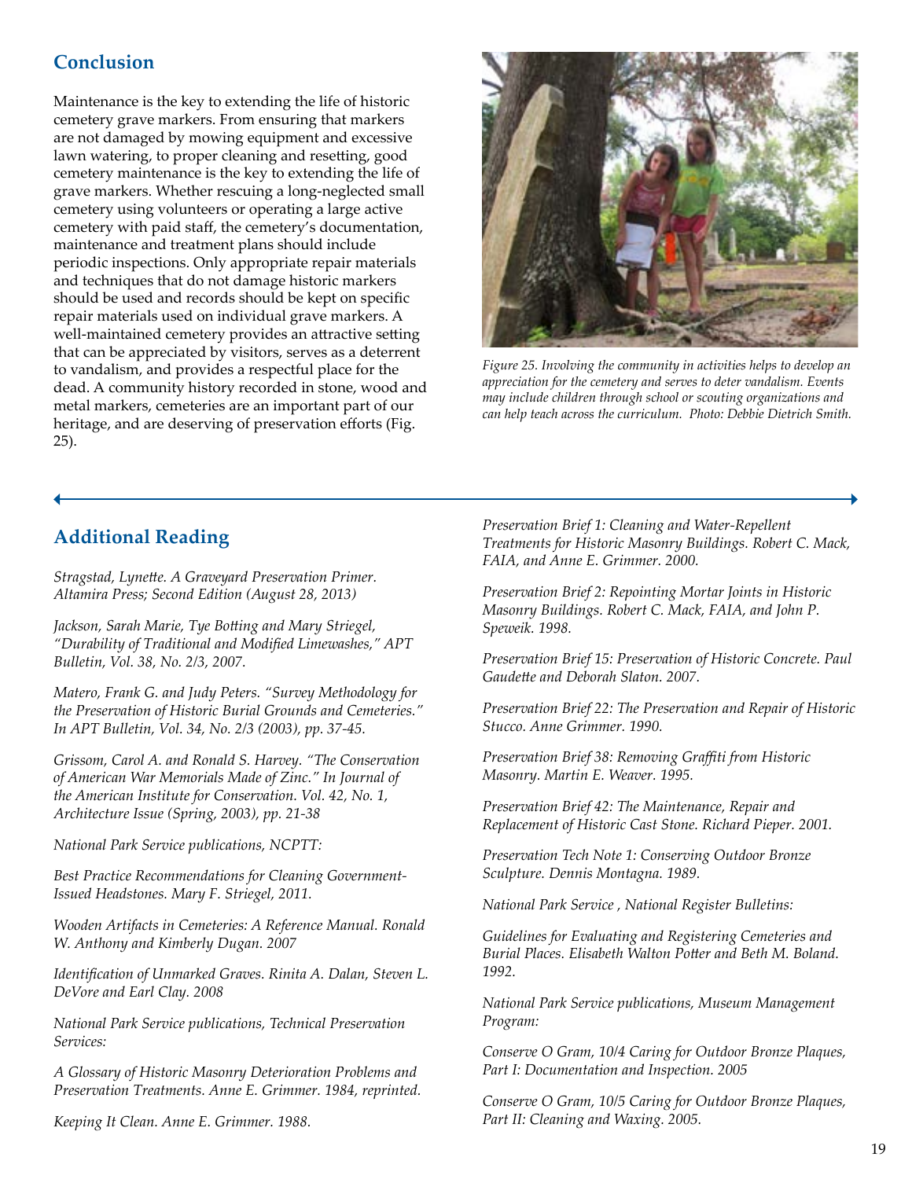## Conclusion

Maintenance is the key to extending the life of historic cemetery grave markers. From ensuring that markers are not damaged by mowing equipment and excessive lawn watering, to proper cleaning and resetting, good cemetery maintenance is the key to extending the life of grave markers. Whether rescuing a long-neglected small cemetery using volunteers or operating a large active cemetery with paid staff, the cemetery's documentation, maintenance and treatment plans should include periodic inspections. Only appropriate repair materials and techniques that do not damage historic markers should be used and records should be kept on specific repair materials used on individual grave markers. A well-maintained cemetery provides an attractive setting that can be appreciated by visitors, serves as a deterrent to vandalism, and provides a respectful place for the dead. A community history recorded in stone, wood and metal markers, cemeteries are an important part of our heritage, and are deserving of preservation efforts (Fig. 25).

*Figure 25. Involving the community in activities helps to develop an appreciation for the cemetery and serves to deter vandalism. Events may include children through school or scouting organizations and can help teach across the curriculum. Photo: Debbie Dietrich Smith.*

## Additional Reading

*Stragstad, Lynette. A Graveyard Preservation Primer. Altamira Press; Second Edition (August 28, 2013)*

*Jackson, Sarah Marie, Tye Botting and Mary Striegel, "Durability of Traditional and Modified Limewashes," APT Bulletin, Vol. 38, No. 2/3, 2007.*

*Matero, Frank G. and Judy Peters. "Survey Methodology for the Preservation of Historic Burial Grounds and Cemeteries." In APT Bulletin, Vol. 34, No. 2/3 (2003), pp. 37-45.*

*Grissom, Carol A. and Ronald S. Harvey. "The Conservation of American War Memorials Made of Zinc." In Journal of the American Institute for Conservation. Vol. 42, No. 1, Architecture Issue (Spring, 2003), pp. 21-38*

*National Park Service publications, NCPTT:*

*Best Practice Recommendations for Cleaning Government-Issued Headstones. Mary F. Striegel, 2011.*

*Wooden Artifacts in Cemeteries: A Reference Manual. Ronald W. Anthony and Kimberly Dugan. 2007*

*Identification of Unmarked Graves. Rinita A. Dalan, Steven L. DeVore and Earl Clay. 2008*

*National Park Service publications, Technical Preservation Services:*

*A Glossary of Historic Masonry Deterioration Problems and Preservation Treatments. Anne E. Grimmer. 1984, reprinted.*

*Keeping It Clean. Anne E. Grimmer. 1988.*

*Preservation Brief 1: Cleaning and Water-Repellent Treatments for Historic Masonry Buildings. Robert C. Mack, FAIA, and Anne E. Grimmer. 2000.*

*Preservation Brief 2: Repointing Mortar Joints in Historic Masonry Buildings. Robert C. Mack, FAIA, and John P. Speweik. 1998.*

*Preservation Brief 15: Preservation of Historic Concrete. Paul Gaudette and Deborah Slaton. 2007.*

*Preservation Brief 22: The Preservation and Repair of Historic Stucco. Anne Grimmer. 1990.*

*Preservation Brief 38: Removing Graffiti from Historic Masonry. Martin E. Weaver. 1995.*

*Preservation Brief 42: The Maintenance, Repair and Replacement of Historic Cast Stone. Richard Pieper. 2001.*

*Preservation Tech Note 1: Conserving Outdoor Bronze Sculpture. Dennis Montagna. 1989.*

*National Park Service , National Register Bulletins:*

*Guidelines for Evaluating and Registering Cemeteries and Burial Places. Elisabeth Walton Potter and Beth M. Boland. 1992.*

*National Park Service publications, Museum Management Program:*

*Conserve O Gram, 10/4 Caring for Outdoor Bronze Plaques, Part I: Documentation and Inspection. 2005*

*Conserve O Gram, 10/5 Caring for Outdoor Bronze Plaques, Part II: Cleaning and Waxing. 2005.*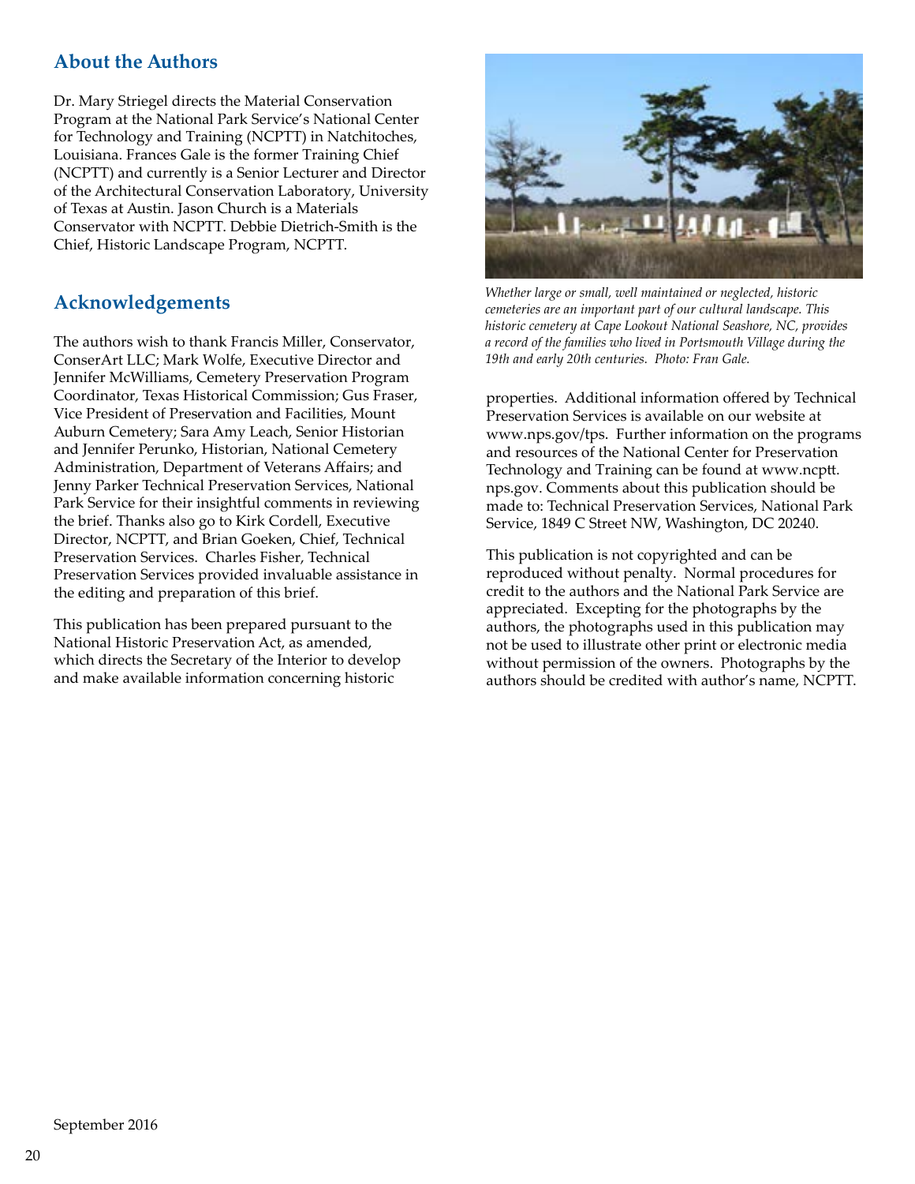## About the Authors

Dr. Mary Striegel directs the Material Conservation Program at the National Park Service's National Center for Technology and Training (NCPTT) in Natchitoches, Louisiana. Frances Gale is the former Training Chief (NCPTT) and currently is a Senior Lecturer and Director of the Architectural Conservation Laboratory, University of Texas at Austin. Jason Church is a Materials Conservator with NCPTT. Debbie Dietrich-Smith is the Chief, Historic Landscape Program, NCPTT.

## Acknowledgements

The authors wish to thank Francis Miller, Conservator, ConserArt LLC; Mark Wolfe, Executive Director and Jennifer McWilliams, Cemetery Preservation Program Coordinator, Texas Historical Commission; Gus Fraser, Vice President of Preservation and Facilities, Mount Auburn Cemetery; Sara Amy Leach, Senior Historian and Jennifer Perunko, Historian, National Cemetery Administration, Department of Veterans Affairs; and Jenny Parker Technical Preservation Services, National Park Service for their insightful comments in reviewing the brief. Thanks also go to Kirk Cordell, Executive Director, NCPTT, and Brian Goeken, Chief, Technical Preservation Services. Charles Fisher, Technical Preservation Services provided invaluable assistance in the editing and preparation of this brief.

This publication has been prepared pursuant to the National Historic Preservation Act, as amended, which directs the Secretary of the Interior to develop and make available information concerning historic properties. Additional information offered by Technical Preservation Services is available on our website at www.nps.gov/tps. Further information on the programs and resources of the National Center for Preservation Technology and Training can be found at www.ncptt.nps.gov. Comments about this publication should be made to: Technical Preservation Services, National Park Service, 1849 C Street NW, Washington, DC 20240.

*Whether large or small, well maintained or neglected, historic cemeteries are an important part of our cultural landscape. This historic cemetery at Cape Lookout National Seashore, NC, provides a record of the families who lived in Portsmouth Village during the 19th and early 20th centuries. Photo: Fran Gale.*

This publication is not copyrighted and can be reproduced without penalty. Normal procedures for credit to the authors and the National Park Service are appreciated. Excepting for the photographs by the authors, the photographs used in this publication may not be used to illustrate other print or electronic media without permission of the owners. Photographs by the authors should be credited with author's name, NCPTT.

September 2016